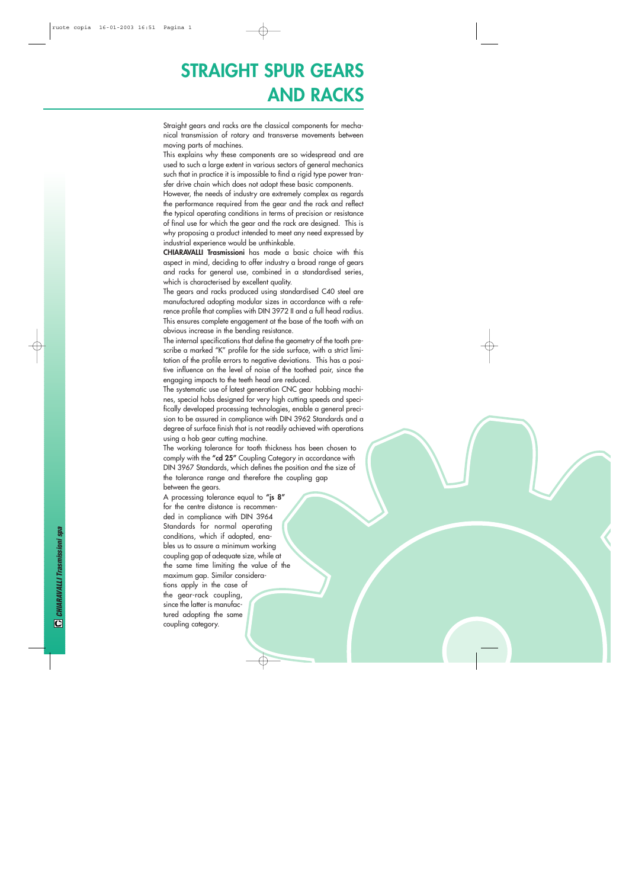# STRAIGHT SPUR GEARS AND RACKS

Straight gears and racks are the classical components for mechanical transmission of rotary and transverse movements between moving parts of machines.

This explains why these components are so widespread and are used to such a large extent in various sectors of general mechanics such that in practice it is impossible to find a rigid type power transfer drive chain which does not adopt these basic components.

However, the needs of industry are extremely complex as regards the performance required from the gear and the rack and reflect the typical operating conditions in terms of precision or resistance of final use for which the gear and the rack are designed. This is why proposing a product intended to meet any need expressed by industrial experience would be unthinkable.

**CHIARAVALLI Trasmissioni** has made a basic choice with this aspect in mind, deciding to offer industry a broad range of gears and racks for general use, combined in a standardised series, which is characterised by excellent quality.

The gears and racks produced using standardised C40 steel are manufactured adopting modular sizes in accordance with a reference profile that complies with DIN 3972 II and a full head radius. This ensures complete engagement at the base of the tooth with an obvious increase in the bending resistance.

The internal specifications that define the geometry of the tooth prescribe a marked "K" profile for the side surface, with a strict limitation of the profile errors to negative deviations. This has a positive influence on the level of noise of the toothed pair, since the engaging impacts to the teeth head are reduced.

The systematic use of latest generation CNC gear hobbing machines, special hobs designed for very high cutting speeds and specifically developed processing technologies, enable a general precision to be assured in compliance with DIN 3962 Standards and a degree of surface finish that is not readily achieved with operations using a hob gear cutting machine.

The working tolerance for tooth thickness has been chosen to comply with the **"cd 25"** Coupling Category in accordance with DIN 3967 Standards, which defines the position and the size of the tolerance range and therefore the coupling gap between the gears.

A processing tolerance equal to **"js 8"** for the centre distance is recommended in compliance with DIN 3964 Standards for normal operating conditions, which if adopted, enables us to assure a minimum working coupling gap of adequate size, while at the same time limiting the value of the maximum gap. Similar considerations apply in the case of the gear-rack coupling, since the latter is manufactured adopting the same coupling category.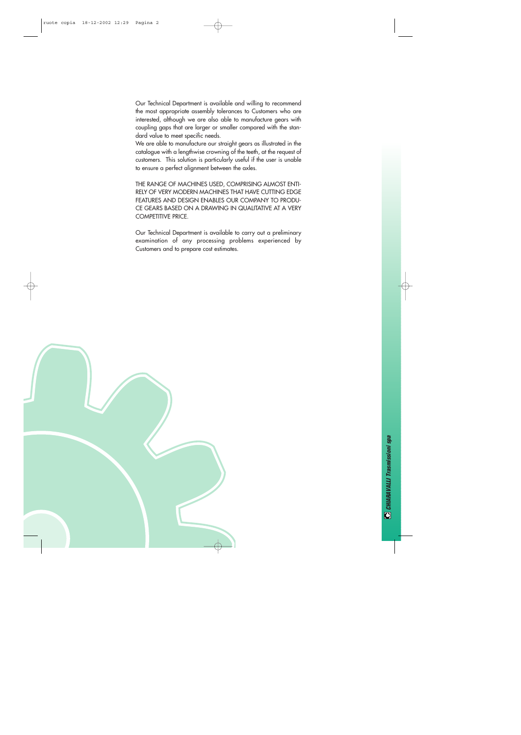Our Technical Department is available and willing to recommend the most appropriate assembly tolerances to Customers who are interested, although we are also able to manufacture gears with coupling gaps that are larger or smaller compared with the standard value to meet specific needs.

We are able to manufacture our straight gears as illustrated in the catalogue with a lengthwise crowning of the teeth, at the request of customers. This solution is particularly useful if the user is unable to ensure a perfect alignment between the axles.

THE RANGE OF MACHINES USED, COMPRISING ALMOST ENTIRELY OF VERY MODERN MACHINES THAT HAVE CUTTING EDGE FEATURES AND DESIGN ENABLES OUR COMPANY TO PRODUCE GEARS BASED ON A DRAWING IN QUALITATIVE AT A VERY COMPETITIVE PRICE.

Our Technical Department is available to carry out a preliminary examination of any processing problems experienced by Customers and to prepare cost estimates.

CHIARAVALLI Trasmissioni spa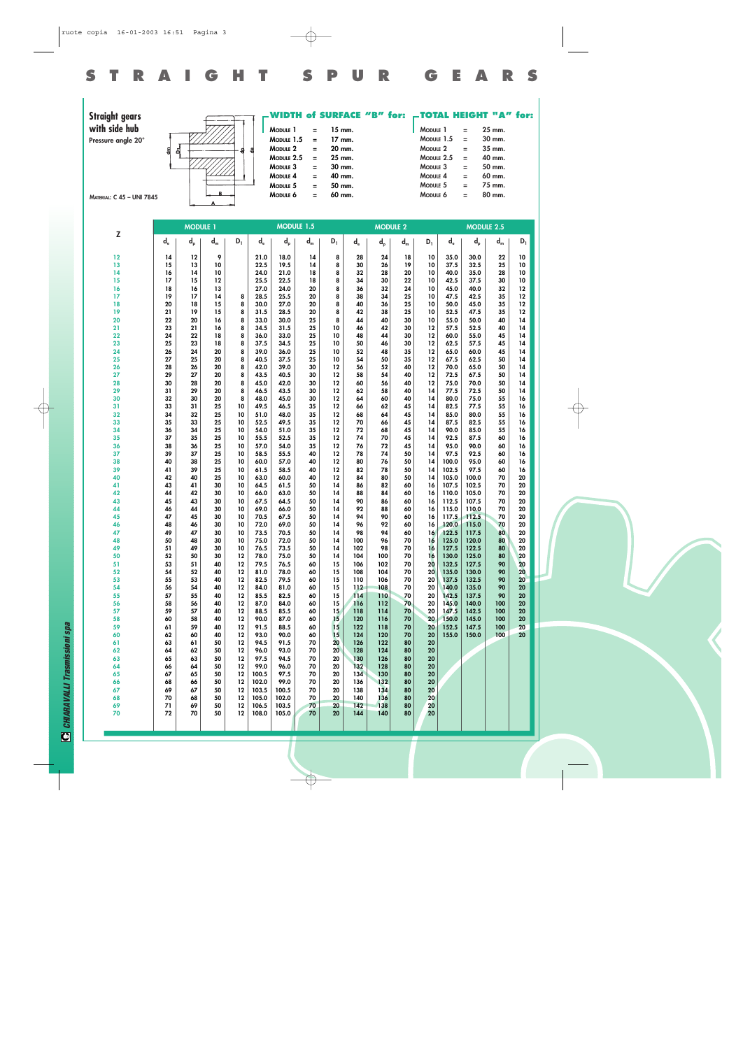# STRAIGHT SPUR GEARS

**Straight gears with side hub**

Pressure angle 20°

MATERIAL: C 45 – UNI 7845

**WIDTH of SURFACE "B" for:**

| | | |
|---|---|---|
| MODULE 1 | = | 15 mm. |
| MODULE 1.5 | = | 17 mm. |
| MODULE 2 | = | 20 mm. |
| MODULE 2.5 | = | 25 mm. |
| MODULE 3 | = | 30 mm. |
| MODULE 4 | = | 40 mm. |
| MODULE 5 | = | 50 mm. |
| MODULE 6 | = | 60 mm. |

**TOTAL HEIGHT "A" for:**

| | | |
|---|---|---|
| MODULE 1 | = | 25 mm. |
| MODULE 1.5 | = | 30 mm. |
| MODULE 2 | = | 35 mm. |
| MODULE 2.5 | = | 40 mm. |
| MODULE 3 | = | 50 mm. |
| MODULE 4 | = | 60 mm. |
| MODULE 5 | = | 75 mm. |
| MODULE 6 | = | 80 mm. |

| Z | MODULE 1 | | | | MODULE 1.5 | | | | MODULE 2 | | | | MODULE 2.5 | | | |
|---|---|---|---|---|---|---|---|---|---|---|---|---|---|---|---|---|
| | $d_e$ | $d_p$ | $d_m$ | $D_1$ | $d_e$ | $d_p$ | $d_m$ | $D_1$ | $d_e$ | $d_p$ | $d_m$ | $D_1$ | $d_e$ | $d_p$ | $d_m$ | $D_1$ |
| 12 | 14 | 12 | 9 | | 21.0 | 18.0 | 14 | 8 | 28 | 24 | 18 | 10 | 35.0 | 30.0 | 22 | 10 |
| 13 | 15 | 13 | 10 | | 22.5 | 19.5 | 14 | 8 | 30 | 26 | 19 | 10 | 37.5 | 32.5 | 25 | 10 |
| 14 | 16 | 14 | 10 | | 24.0 | 21.0 | 18 | 8 | 32 | 28 | 20 | 10 | 40.0 | 35.0 | 28 | 10 |
| 15 | 17 | 15 | 12 | | 25.5 | 22.5 | 18 | 8 | 34 | 30 | 22 | 10 | 42.5 | 37.5 | 30 | 10 |
| 16 | 18 | 16 | 13 | | 27.0 | 24.0 | 20 | 8 | 36 | 32 | 24 | 10 | 45.0 | 40.0 | 32 | 12 |
| 17 | 19 | 17 | 14 | 8 | 28.5 | 25.5 | 20 | 8 | 38 | 34 | 25 | 10 | 47.5 | 42.5 | 35 | 12 |
| 18 | 20 | 18 | 15 | 8 | 30.0 | 27.0 | 20 | 8 | 40 | 36 | 25 | 10 | 50.0 | 45.0 | 35 | 12 |
| 19 | 21 | 19 | 15 | 8 | 31.5 | 28.5 | 20 | 8 | 42 | 38 | 25 | 10 | 52.5 | 47.5 | 35 | 12 |
| 20 | 22 | 20 | 16 | 8 | 33.0 | 30.0 | 25 | 8 | 44 | 40 | 30 | 10 | 55.0 | 50.0 | 40 | 14 |
| 21 | 23 | 21 | 16 | 8 | 34.5 | 31.5 | 25 | 10 | 46 | 42 | 30 | 12 | 57.5 | 52.5 | 40 | 14 |
| 22 | 24 | 22 | 18 | 8 | 36.0 | 33.0 | 25 | 10 | 48 | 44 | 30 | 12 | 60.0 | 55.0 | 45 | 14 |
| 23 | 25 | 23 | 18 | 8 | 37.5 | 34.5 | 25 | 10 | 50 | 46 | 30 | 12 | 62.5 | 57.5 | 45 | 14 |
| 24 | 26 | 24 | 20 | 8 | 39.0 | 36.0 | 25 | 10 | 52 | 48 | 35 | 12 | 65.0 | 60.0 | 45 | 14 |
| 25 | 27 | 25 | 20 | 8 | 40.5 | 37.5 | 25 | 10 | 54 | 50 | 35 | 12 | 67.5 | 62.5 | 50 | 14 |
| 26 | 28 | 26 | 20 | 8 | 42.0 | 39.0 | 30 | 12 | 56 | 52 | 40 | 12 | 70.0 | 65.0 | 50 | 14 |
| 27 | 29 | 27 | 20 | 8 | 43.5 | 40.5 | 30 | 12 | 58 | 54 | 40 | 12 | 72.5 | 67.5 | 50 | 14 |
| 28 | 30 | 28 | 20 | 8 | 45.0 | 42.0 | 30 | 12 | 60 | 56 | 40 | 12 | 75.0 | 70.0 | 50 | 14 |
| 29 | 31 | 29 | 20 | 8 | 46.5 | 43.5 | 30 | 12 | 62 | 58 | 40 | 14 | 77.5 | 72.5 | 50 | 14 |
| 30 | 32 | 30 | 20 | 8 | 48.0 | 45.0 | 30 | 12 | 64 | 60 | 40 | 14 | 80.0 | 75.0 | 55 | 16 |
| 31 | 33 | 31 | 25 | 10 | 49.5 | 46.5 | 35 | 12 | 66 | 62 | 45 | 14 | 82.5 | 77.5 | 55 | 16 |
| 32 | 34 | 32 | 25 | 10 | 51.0 | 48.0 | 35 | 12 | 68 | 64 | 45 | 14 | 85.0 | 80.0 | 55 | 16 |
| 33 | 35 | 33 | 25 | 10 | 52.5 | 49.5 | 35 | 12 | 70 | 66 | 45 | 14 | 87.5 | 82.5 | 55 | 16 |
| 34 | 36 | 34 | 25 | 10 | 54.0 | 51.0 | 35 | 12 | 72 | 68 | 45 | 14 | 90.0 | 85.0 | 55 | 16 |
| 35 | 37 | 35 | 25 | 10 | 55.5 | 52.5 | 35 | 12 | 74 | 70 | 45 | 14 | 92.5 | 87.5 | 60 | 16 |
| 36 | 38 | 36 | 25 | 10 | 57.0 | 54.0 | 35 | 12 | 76 | 72 | 45 | 14 | 95.0 | 90.0 | 60 | 16 |
| 37 | 39 | 37 | 25 | 10 | 58.5 | 55.5 | 40 | 12 | 78 | 74 | 50 | 14 | 97.5 | 92.5 | 60 | 16 |
| 38 | 40 | 38 | 25 | 10 | 60.0 | 57.0 | 40 | 12 | 80 | 76 | 50 | 14 | 100.0 | 95.0 | 60 | 16 |
| 39 | 41 | 39 | 25 | 10 | 61.5 | 58.5 | 40 | 12 | 82 | 78 | 50 | 14 | 102.5 | 97.5 | 60 | 16 |
| 40 | 42 | 40 | 25 | 10 | 63.0 | 60.0 | 40 | 12 | 84 | 80 | 50 | 14 | 105.0 | 100.0 | 70 | 20 |
| 41 | 43 | 41 | 30 | 10 | 64.5 | 61.5 | 50 | 14 | 86 | 82 | 60 | 16 | 107.5 | 102.5 | 70 | 20 |
| 42 | 44 | 42 | 30 | 10 | 66.0 | 63.0 | 50 | 14 | 88 | 84 | 60 | 16 | 110.0 | 105.0 | 70 | 20 |
| 43 | 45 | 43 | 30 | 10 | 67.5 | 64.5 | 50 | 14 | 90 | 86 | 60 | 16 | 112.5 | 107.5 | 70 | 20 |
| 44 | 46 | 44 | 30 | 10 | 69.0 | 66.0 | 50 | 14 | 92 | 88 | 60 | 16 | 115.0 | 110.0 | 70 | 20 |
| 45 | 47 | 45 | 30 | 10 | 70.5 | 67.5 | 50 | 14 | 94 | 90 | 60 | 16 | 117.5 | 112.5 | 70 | 20 |
| 46 | 48 | 46 | 30 | 10 | 72.0 | 69.0 | 50 | 14 | 96 | 92 | 60 | 16 | 120.0 | 115.0 | 70 | 20 |
| 47 | 49 | 47 | 30 | 10 | 73.5 | 70.5 | 50 | 14 | 98 | 94 | 60 | 16 | 122.5 | 117.5 | 80 | 20 |
| 48 | 50 | 48 | 30 | 10 | 75.0 | 72.0 | 50 | 14 | 100 | 96 | 70 | 16 | 125.0 | 120.0 | 80 | 20 |
| 49 | 51 | 49 | 30 | 10 | 76.5 | 73.5 | 50 | 14 | 102 | 98 | 70 | 16 | 127.5 | 122.5 | 80 | 20 |
| 50 | 52 | 50 | 30 | 12 | 78.0 | 75.0 | 50 | 14 | 104 | 100 | 70 | 16 | 130.0 | 125.0 | 80 | 20 |
| 51 | 53 | 51 | 40 | 12 | 79.5 | 76.5 | 60 | 15 | 106 | 102 | 70 | 20 | 132.5 | 127.5 | 90 | 20 |
| 52 | 54 | 52 | 40 | 12 | 81.0 | 78.0 | 60 | 15 | 108 | 104 | 70 | 20 | 135.0 | 130.0 | 90 | 20 |
| 53 | 55 | 53 | 40 | 12 | 82.5 | 79.5 | 60 | 15 | 110 | 106 | 70 | 20 | 137.5 | 132.5 | 90 | 20 |
| 54 | 56 | 54 | 40 | 12 | 84.0 | 81.0 | 60 | 15 | 112 | 108 | 70 | 20 | 140.0 | 135.0 | 90 | 20 |
| 55 | 57 | 55 | 40 | 12 | 85.5 | 82.5 | 60 | 15 | 114 | 110 | 70 | 20 | 142.5 | 137.5 | 90 | 20 |
| 56 | 58 | 56 | 40 | 12 | 87.0 | 84.0 | 60 | 15 | 116 | 112 | 70 | 20 | 145.0 | 140.0 | 100 | 20 |
| 57 | 59 | 57 | 40 | 12 | 88.5 | 85.5 | 60 | 15 | 118 | 114 | 70 | 20 | 147.5 | 142.5 | 100 | 20 |
| 58 | 60 | 58 | 40 | 12 | 90.0 | 87.0 | 60 | 15 | 120 | 116 | 70 | 20 | 150.0 | 145.0 | 100 | 20 |
| 59 | 61 | 59 | 40 | 12 | 91.5 | 88.5 | 60 | 15 | 122 | 118 | 70 | 20 | 152.5 | 147.5 | 100 | 20 |
| 60 | 62 | 60 | 40 | 12 | 93.0 | 90.0 | 60 | 15 | 124 | 120 | 70 | 20 | 155.0 | 150.0 | 100 | 20 |
| 61 | 63 | 61 | 50 | 12 | 94.5 | 91.5 | 70 | 20 | 126 | 122 | 80 | 20 | | | | |
| 62 | 64 | 62 | 50 | 12 | 96.0 | 93.0 | 70 | 20 | 128 | 124 | 80 | 20 | | | | |
| 63 | 65 | 63 | 50 | 12 | 97.5 | 94.5 | 70 | 20 | 130 | 126 | 80 | 20 | | | | |
| 64 | 66 | 64 | 50 | 12 | 99.0 | 96.0 | 70 | 20 | 132 | 128 | 80 | 20 | | | | |
| 65 | 67 | 65 | 50 | 12 | 100.5 | 97.5 | 70 | 20 | 134 | 130 | 80 | 20 | | | | |
| 66 | 68 | 66 | 50 | 12 | 102.0 | 99.0 | 70 | 20 | 136 | 132 | 80 | 20 | | | | |
| 67 | 69 | 67 | 50 | 12 | 103.5 | 100.5 | 70 | 20 | 138 | 134 | 80 | 20 | | | | |
| 68 | 70 | 68 | 50 | 12 | 105.0 | 102.0 | 70 | 20 | 140 | 136 | 80 | 20 | | | | |
| 69 | 71 | 69 | 50 | 12 | 106.5 | 103.5 | 70 | 20 | 142 | 138 | 80 | 20 | | | | |
| 70 | 72 | 70 | 50 | 12 | 108.0 | 105.0 | 70 | 20 | 144 | 140 | 80 | 20 | | | | |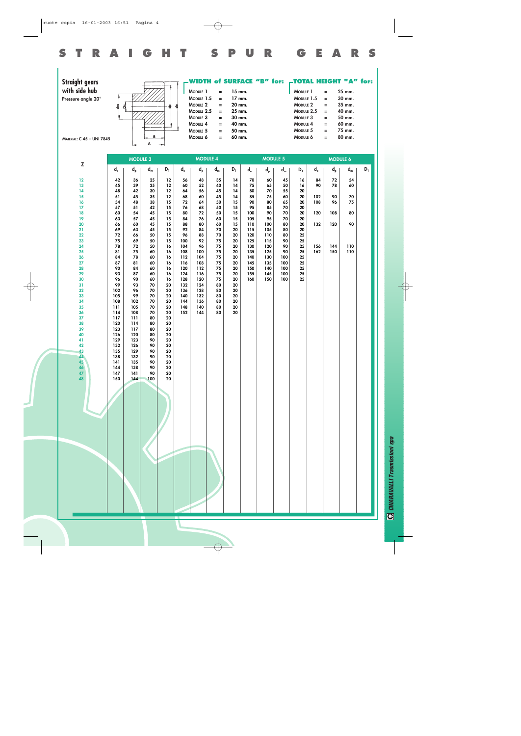# STRAIGHT SPUR GEARS

**Straight gears with side hub**

Pressure angle 20°

MATERIAL: C 45 – UNI 7845

**WIDTH of SURFACE "B" for:**

| | | |
|---|---|---|
| MODULE 1 | = | 15 mm. |
| MODULE 1.5 | = | 17 mm. |
| MODULE 2 | = | 20 mm. |
| MODULE 2.5 | = | 25 mm. |
| MODULE 3 | = | 30 mm. |
| MODULE 4 | = | 40 mm. |
| MODULE 5 | = | 50 mm. |
| MODULE 6 | = | 60 mm. |

**TOTAL HEIGHT "A" for:**

| | | |
|---|---|---|
| MODULE 1 | = | 25 mm. |
| MODULE 1.5 | = | 30 mm. |
| MODULE 2 | = | 35 mm. |
| MODULE 2.5 | = | 40 mm. |
| MODULE 3 | = | 50 mm. |
| MODULE 4 | = | 60 mm. |
| MODULE 5 | = | 75 mm. |
| MODULE 6 | = | 80 mm. |

| Z | MODULE 3 | | | | MODULE 4 | | | | MODULE 5 | | | | MODULE 6 | | | |
|---|---|---|---|---|---|---|---|---|---|---|---|---|---|---|---|---|
| | $d_e$ | $d_p$ | $d_m$ | $D_1$ | $d_e$ | $d_p$ | $d_m$ | $D_1$ | $d_e$ | $d_p$ | $d_m$ | $D_1$ | $d_e$ | $d_p$ | $d_m$ | $D_1$ |
| 12 | 42 | 36 | 25 | 12 | 56 | 48 | 35 | 14 | 70 | 60 | 45 | 16 | 84 | 72 | 54 | |
| 13 | 45 | 39 | 25 | 12 | 60 | 52 | 40 | 14 | 75 | 65 | 50 | 16 | 90 | 78 | 60 | |
| 14 | 48 | 42 | 30 | 12 | 64 | 56 | 45 | 14 | 80 | 70 | 55 | 20 | | | | |
| 15 | 51 | 45 | 35 | 12 | 68 | 60 | 45 | 14 | 85 | 75 | 60 | 20 | 102 | 90 | 70 | |
| 16 | 54 | 48 | 38 | 15 | 72 | 64 | 50 | 15 | 90 | 80 | 65 | 20 | 108 | 96 | 75 | |
| 17 | 57 | 51 | 42 | 15 | 76 | 68 | 50 | 15 | 95 | 85 | 70 | 20 | | | | |
| 18 | 60 | 54 | 45 | 15 | 80 | 72 | 50 | 15 | 100 | 90 | 70 | 20 | 120 | 108 | 80 | |
| 19 | 63 | 57 | 45 | 15 | 84 | 76 | 60 | 15 | 105 | 95 | 70 | 20 | | | | |
| 20 | 66 | 60 | 45 | 15 | 88 | 80 | 60 | 15 | 110 | 100 | 80 | 20 | 132 | 120 | 90 | |
| 21 | 69 | 63 | 45 | 15 | 92 | 84 | 70 | 20 | 115 | 105 | 80 | 20 | | | | |
| 22 | 72 | 66 | 50 | 15 | 96 | 88 | 70 | 20 | 120 | 110 | 80 | 25 | | | | |
| 23 | 75 | 69 | 50 | 15 | 100 | 92 | 75 | 20 | 125 | 115 | 90 | 25 | | | | |
| 24 | 78 | 72 | 50 | 16 | 104 | 96 | 75 | 20 | 130 | 120 | 90 | 25 | 156 | 144 | 110 | |
| 25 | 81 | 75 | 60 | 16 | 108 | 100 | 75 | 20 | 135 | 125 | 90 | 25 | 162 | 150 | 110 | |
| 26 | 84 | 78 | 60 | 16 | 112 | 104 | 75 | 20 | 140 | 130 | 100 | 25 | | | | |
| 27 | 87 | 81 | 60 | 16 | 116 | 108 | 75 | 20 | 145 | 135 | 100 | 25 | | | | |
| 28 | 90 | 84 | 60 | 16 | 120 | 112 | 75 | 20 | 150 | 140 | 100 | 25 | | | | |
| 29 | 93 | 87 | 60 | 16 | 124 | 116 | 75 | 20 | 155 | 145 | 100 | 25 | | | | |
| 30 | 96 | 90 | 60 | 16 | 128 | 120 | 75 | 20 | 160 | 150 | 100 | 25 | | | | |
| 31 | 99 | 93 | 70 | 20 | 132 | 124 | 80 | 20 | | | | | | | | |
| 32 | 102 | 96 | 70 | 20 | 136 | 128 | 80 | 20 | | | | | | | | |
| 33 | 105 | 99 | 70 | 20 | 140 | 132 | 80 | 20 | | | | | | | | |
| 34 | 108 | 102 | 70 | 20 | 144 | 136 | 80 | 20 | | | | | | | | |
| 35 | 111 | 105 | 70 | 20 | 148 | 140 | 80 | 20 | | | | | | | | |
| 36 | 114 | 108 | 70 | 20 | 152 | 144 | 80 | 20 | | | | | | | | |
| 37 | 117 | 111 | 80 | 20 | | | | | | | | | | | | |
| 38 | 120 | 114 | 80 | 20 | | | | | | | | | | | | |
| 39 | 123 | 117 | 80 | 20 | | | | | | | | | | | | |
| 40 | 126 | 120 | 80 | 20 | | | | | | | | | | | | |
| 41 | 129 | 123 | 90 | 20 | | | | | | | | | | | | |
| 42 | 132 | 126 | 90 | 20 | | | | | | | | | | | | |
| 43 | 135 | 129 | 90 | 20 | | | | | | | | | | | | |
| 44 | 138 | 132 | 90 | 20 | | | | | | | | | | | | |
| 45 | 141 | 135 | 90 | 20 | | | | | | | | | | | | |
| 46 | 144 | 138 | 90 | 20 | | | | | | | | | | | | |
| 47 | 147 | 141 | 90 | 20 | | | | | | | | | | | | |
| 48 | 150 | 144 | 100 | 20 | | | | | | | | | | | | |

CHIARAVALLI Trasmissioni spa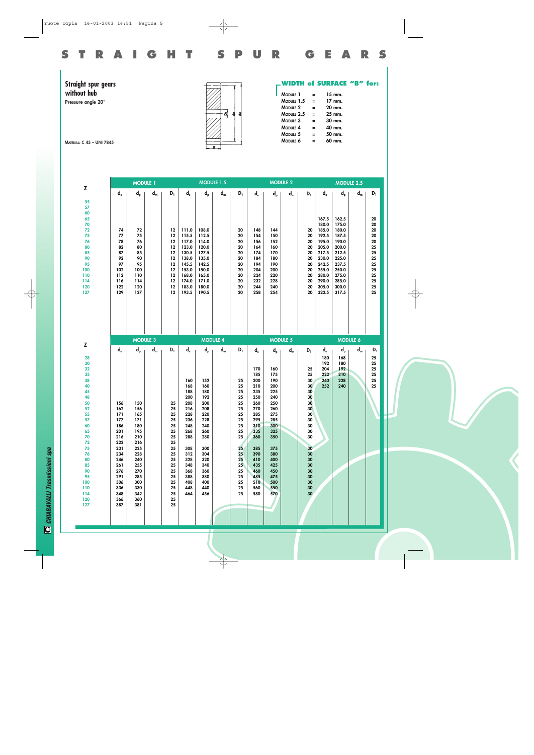# STRAIGHT SPUR GEARS

**Straight spur gears without hub**

**Pressure angle 20°**

MATERIAL: C 45 – UNI 7845

**WIDTH of SURFACE "B" for:**

| | | |
|---|---|---|
| MODULE 1 | = | 15 mm. |
| MODULE 1.5 | = | 17 mm. |
| MODULE 2 | = | 20 mm. |
| MODULE 2.5 | = | 25 mm. |
| MODULE 3 | = | 30 mm. |
| MODULE 4 | = | 40 mm. |
| MODULE 5 | = | 50 mm. |
| MODULE 6 | = | 60 mm. |

| Z | MODULE 1 | | | | MODULE 1.5 | | | | MODULE 2 | | | | MODULE 2.5 | | | |
|---|---|---|---|---|---|---|---|---|---|---|---|---|---|---|---|---|
| | $d_e$ | $d_p$ | $d_m$ | $D_1$ | $d_e$ | $d_p$ | $d_m$ | $D_1$ | $d_e$ | $d_p$ | $d_m$ | $D_1$ | $d_e$ | $d_p$ | $d_m$ | $D_1$ |
| 55 | | | | | | | | | | | | | | | | |
| 57 | | | | | | | | | | | | | | | | |
| 60 | | | | | | | | | | | | | | | | |
| 65 | | | | | | | | | | | | | 167.5 | 162.5 | | 20 |
| 70 | | | | | | | | | | | | | 180.0 | 175.0 | | 20 |
| 72 | 74 | 72 | | 12 | 111.0 | 108.0 | | 20 | 148 | 144 | | 20 | 185.0 | 180.0 | | 20 |
| 75 | 77 | 75 | | 12 | 115.5 | 112.5 | | 20 | 154 | 150 | | 20 | 192.5 | 187.5 | | 20 |
| 76 | 78 | 76 | | 12 | 117.0 | 114.0 | | 20 | 156 | 152 | | 20 | 195.0 | 190.0 | | 20 |
| 80 | 82 | 80 | | 12 | 123.0 | 120.0 | | 20 | 164 | 160 | | 20 | 205.0 | 200.0 | | 25 |
| 85 | 87 | 85 | | 12 | 130.5 | 127.5 | | 20 | 174 | 170 | | 20 | 217.5 | 212.5 | | 25 |
| 90 | 92 | 90 | | 12 | 138.0 | 135.0 | | 20 | 184 | 180 | | 20 | 230.0 | 225.0 | | 25 |
| 95 | 97 | 95 | | 12 | 145.5 | 142.5 | | 20 | 194 | 190 | | 20 | 242.5 | 237.5 | | 25 |
| 100 | 102 | 100 | | 12 | 153.0 | 150.0 | | 20 | 204 | 200 | | 20 | 255.0 | 250.0 | | 25 |
| 110 | 112 | 110 | | 12 | 168.0 | 165.0 | | 20 | 224 | 220 | | 20 | 280.0 | 275.0 | | 25 |
| 114 | 116 | 114 | | 12 | 174.0 | 171.0 | | 20 | 232 | 228 | | 20 | 290.0 | 285.0 | | 25 |
| 120 | 122 | 120 | | 12 | 183.0 | 180.0 | | 20 | 244 | 240 | | 20 | 305.0 | 300.0 | | 25 |
| 127 | 129 | 127 | | 12 | 193.5 | 190.5 | | 20 | 258 | 254 | | 20 | 322.5 | 317.5 | | 25 |

| Z | MODULE 3 | | | | MODULE 4 | | | | MODULE 5 | | | | MODULE 6 | | | |
|---|---|---|---|---|---|---|---|---|---|---|---|---|---|---|---|---|
| | $d_e$ | $d_p$ | $d_m$ | $D_1$ | $d_e$ | $d_p$ | $d_m$ | $D_1$ | $d_e$ | $d_p$ | $d_m$ | $D_1$ | $d_e$ | $d_p$ | $d_m$ | $D_1$ |
| 28 | | | | | | | | | | | | | 180 | 168 | | 25 |
| 30 | | | | | | | | | | | | | 192 | 180 | | 25 |
| 32 | | | | | | | | | 170 | 160 | | 25 | 204 | 192 | | 25 |
| 35 | | | | | | | | | 185 | 175 | | 25 | 222 | 210 | | 25 |
| 38 | | | | | 160 | 152 | | 25 | 200 | 190 | | 30 | 240 | 228 | | 25 |
| 40 | | | | | 168 | 160 | | 25 | 210 | 200 | | 30 | 252 | 240 | | 25 |
| 45 | | | | | 188 | 180 | | 25 | 235 | 225 | | 30 | | | | |
| 48 | | | | | 200 | 192 | | 25 | 250 | 240 | | 30 | | | | |
| 50 | 156 | 150 | | 25 | 208 | 200 | | 25 | 260 | 250 | | 30 | | | | |
| 52 | 162 | 156 | | 25 | 216 | 208 | | 25 | 270 | 260 | | 30 | | | | |
| 55 | 171 | 165 | | 25 | 228 | 220 | | 25 | 285 | 275 | | 30 | | | | |
| 57 | 177 | 171 | | 25 | 236 | 228 | | 25 | 295 | 285 | | 30 | | | | |
| 60 | 186 | 180 | | 25 | 248 | 240 | | 25 | 310 | 300 | | 30 | | | | |
| 65 | 201 | 195 | | 25 | 268 | 260 | | 25 | 335 | 325 | | 30 | | | | |
| 70 | 216 | 210 | | 25 | 288 | 280 | | 25 | 360 | 350 | | 30 | | | | |
| 72 | 222 | 216 | | 25 | | | | | | | | | | | | |
| 75 | 231 | 225 | | 25 | 308 | 300 | | 25 | 385 | 375 | | 30 | | | | |
| 76 | 234 | 228 | | 25 | 312 | 304 | | 25 | 390 | 380 | | 30 | | | | |
| 80 | 246 | 240 | | 25 | 328 | 320 | | 25 | 410 | 400 | | 30 | | | | |
| 85 | 261 | 255 | | 25 | 348 | 340 | | 25 | 435 | 425 | | 30 | | | | |
| 90 | 276 | 270 | | 25 | 368 | 360 | | 25 | 460 | 450 | | 30 | | | | |
| 95 | 291 | 285 | | 25 | 388 | 380 | | 25 | 485 | 475 | | 30 | | | | |
| 100 | 306 | 300 | | 25 | 408 | 400 | | 25 | 510 | 500 | | 30 | | | | |
| 110 | 336 | 330 | | 25 | 448 | 440 | | 25 | 560 | 550 | | 30 | | | | |
| 114 | 348 | 342 | | 25 | 464 | 456 | | 25 | 580 | 570 | | 30 | | | | |
| 120 | 366 | 360 | | 25 | | | | | | | | | | | | |
| 127 | 387 | 381 | | 25 | | | | | | | | | | | | |

CHIARAVALLI Trasmissioni spa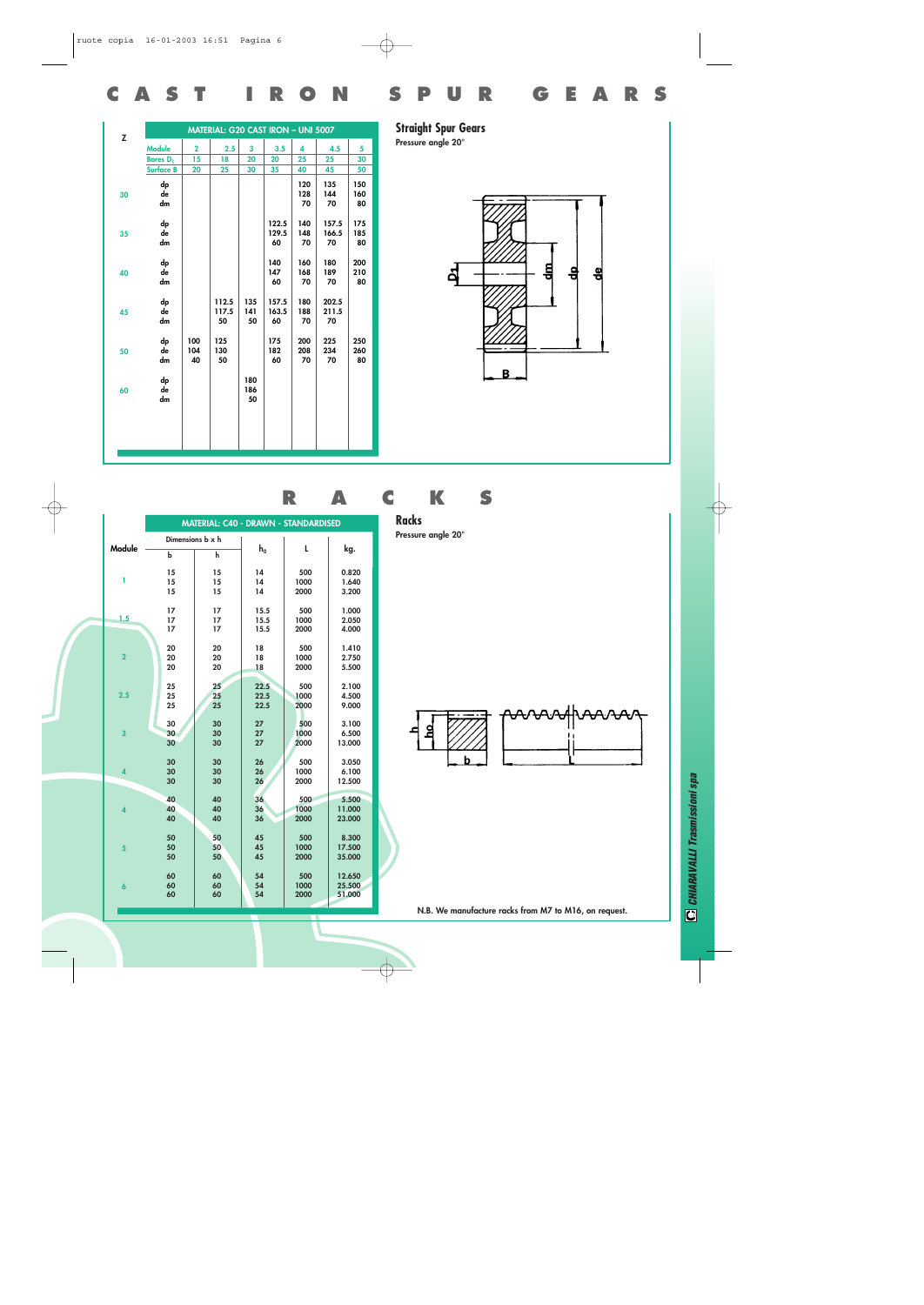# CAST IRON SPUR GEARS

## Straight Spur Gears

Pressure angle 20°

| Z | | MATERIAL: G20 CAST IRON – UNI 5007 | | | | | | |
|---|---|---|---|---|---|---|---|---|
| | **Module** | 2 | 2.5 | 3 | 3.5 | 4 | 4.5 | 5 |
| | **Bores $D_1$** | 15 | 18 | 20 | 20 | 25 | 25 | 30 |
| | **Surface B** | 20 | 25 | 30 | 35 | 40 | 45 | 50 |
| 30 | dp | | | | | 120 | 135 | 150 |
| | de | | | | | 128 | 144 | 160 |
| | dm | | | | | 70 | 70 | 80 |
| 35 | dp | | | | 122.5 | 140 | 157.5 | 175 |
| | de | | | | 129.5 | 148 | 166.5 | 185 |
| | dm | | | | 60 | 70 | 70 | 80 |
| 40 | dp | | | | 140 | 160 | 180 | 200 |
| | de | | | | 147 | 168 | 189 | 210 |
| | dm | | | | 60 | 70 | 70 | 80 |
| 45 | dp | | 112.5 | 135 | 157.5 | 180 | 202.5 | |
| | de | | 117.5 | 141 | 163.5 | 188 | 211.5 | |
| | dm | | 50 | 50 | 60 | 70 | 70 | |
| 50 | dp | 100 | 125 | | 175 | 200 | 225 | 250 |
| | de | 104 | 130 | | 182 | 208 | 234 | 260 |
| | dm | 40 | 50 | | 60 | 70 | 70 | 80 |
| 60 | dp | | | 180 | | | | |
| | de | | | 186 | | | | |
| | dm | | | 50 | | | | |

# RACKS

## Racks

Pressure angle 20°

| Module | MATERIAL: C40 - DRAWN - STANDARDISED | | | | |
|---|---|---|---|---|---|
| | Dimensions b x h | | $h_0$ | L | kg. |
| | b | h | | | |
| 1 | 15 | 15 | 14 | 500 | 0.820 |
| | 15 | 15 | 14 | 1000 | 1.640 |
| | 15 | 15 | 14 | 2000 | 3.200 |
| 1.5 | 17 | 17 | 15.5 | 500 | 1.000 |
| | 17 | 17 | 15.5 | 1000 | 2.050 |
| | 17 | 17 | 15.5 | 2000 | 4.000 |
| 2 | 20 | 20 | 18 | 500 | 1.410 |
| | 20 | 20 | 18 | 1000 | 2.750 |
| | 20 | 20 | 18 | 2000 | 5.500 |
| 2.5 | 25 | 25 | 22.5 | 500 | 2.100 |
| | 25 | 25 | 22.5 | 1000 | 4.500 |
| | 25 | 25 | 22.5 | 2000 | 9.000 |
| 3 | 30 | 30 | 27 | 500 | 3.100 |
| | 30 | 30 | 27 | 1000 | 6.500 |
| | 30 | 30 | 27 | 2000 | 13.000 |
| 4 | 30 | 30 | 26 | 500 | 3.050 |
| | 30 | 30 | 26 | 1000 | 6.100 |
| | 30 | 30 | 26 | 2000 | 12.500 |
| 4 | 40 | 40 | 36 | 500 | 5.500 |
| | 40 | 40 | 36 | 1000 | 11.000 |
| | 40 | 40 | 36 | 2000 | 23.000 |
| 5 | 50 | 50 | 45 | 500 | 8.300 |
| | 50 | 50 | 45 | 1000 | 17.500 |
| | 50 | 50 | 45 | 2000 | 35.000 |
| 6 | 60 | 60 | 54 | 500 | 12.650 |
| | 60 | 60 | 54 | 1000 | 25.500 |
| | 60 | 60 | 54 | 2000 | 51.000 |

N.B. We manufacture racks from M7 to M16, on request.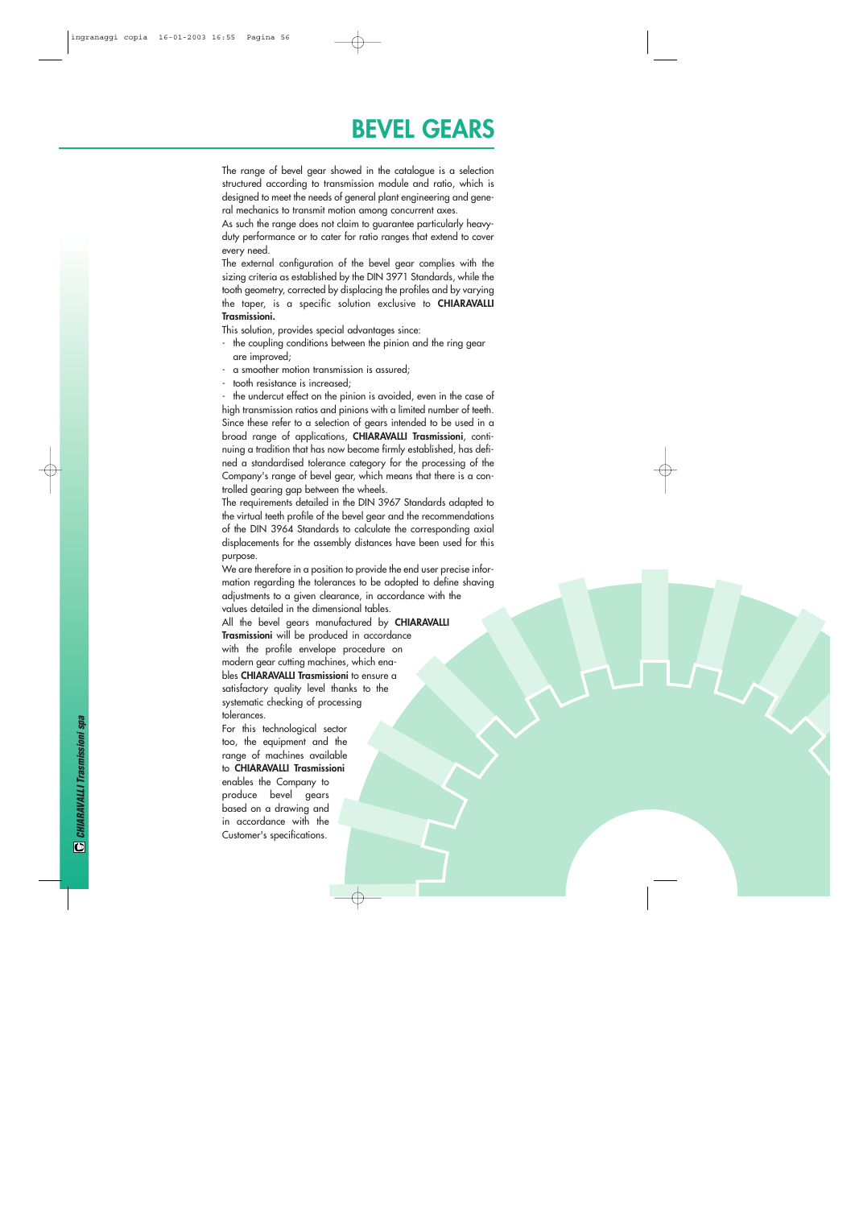# BEVEL GEARS

The range of bevel gear showed in the catalogue is a selection structured according to transmission module and ratio, which is designed to meet the needs of general plant engineering and general mechanics to transmit motion among concurrent axes.

As such the range does not claim to guarantee particularly heavy-duty performance or to cater for ratio ranges that extend to cover every need.

The external configuration of the bevel gear complies with the sizing criteria as established by the DIN 3971 Standards, while the tooth geometry, corrected by displacing the profiles and by varying the taper, is a specific solution exclusive to **CHIARAVALLI Trasmissioni.**

This solution, provides special advantages since:

- the coupling conditions between the pinion and the ring gear are improved;
- a smoother motion transmission is assured;
- tooth resistance is increased;
- the undercut effect on the pinion is avoided, even in the case of high transmission ratios and pinions with a limited number of teeth.

Since these refer to a selection of gears intended to be used in a broad range of applications, **CHIARAVALLI Trasmissioni**, continuing a tradition that has now become firmly established, has defined a standardised tolerance category for the processing of the Company's range of bevel gear, which means that there is a controlled gearing gap between the wheels.

The requirements detailed in the DIN 3967 Standards adapted to the virtual teeth profile of the bevel gear and the recommendations of the DIN 3964 Standards to calculate the corresponding axial displacements for the assembly distances have been used for this purpose.

We are therefore in a position to provide the end user precise information regarding the tolerances to be adopted to define shaving adjustments to a given clearance, in accordance with the values detailed in the dimensional tables.

All the bevel gears manufactured by **CHIARAVALLI Trasmissioni** will be produced in accordance with the profile envelope procedure on modern gear cutting machines, which enables **CHIARAVALLI Trasmissioni** to ensure a satisfactory quality level thanks to the systematic checking of processing tolerances.

For this technological sector too, the equipment and the range of machines available to **CHIARAVALLI Trasmissioni** enables the Company to produce bevel gears based on a drawing and in accordance with the Customer's specifications.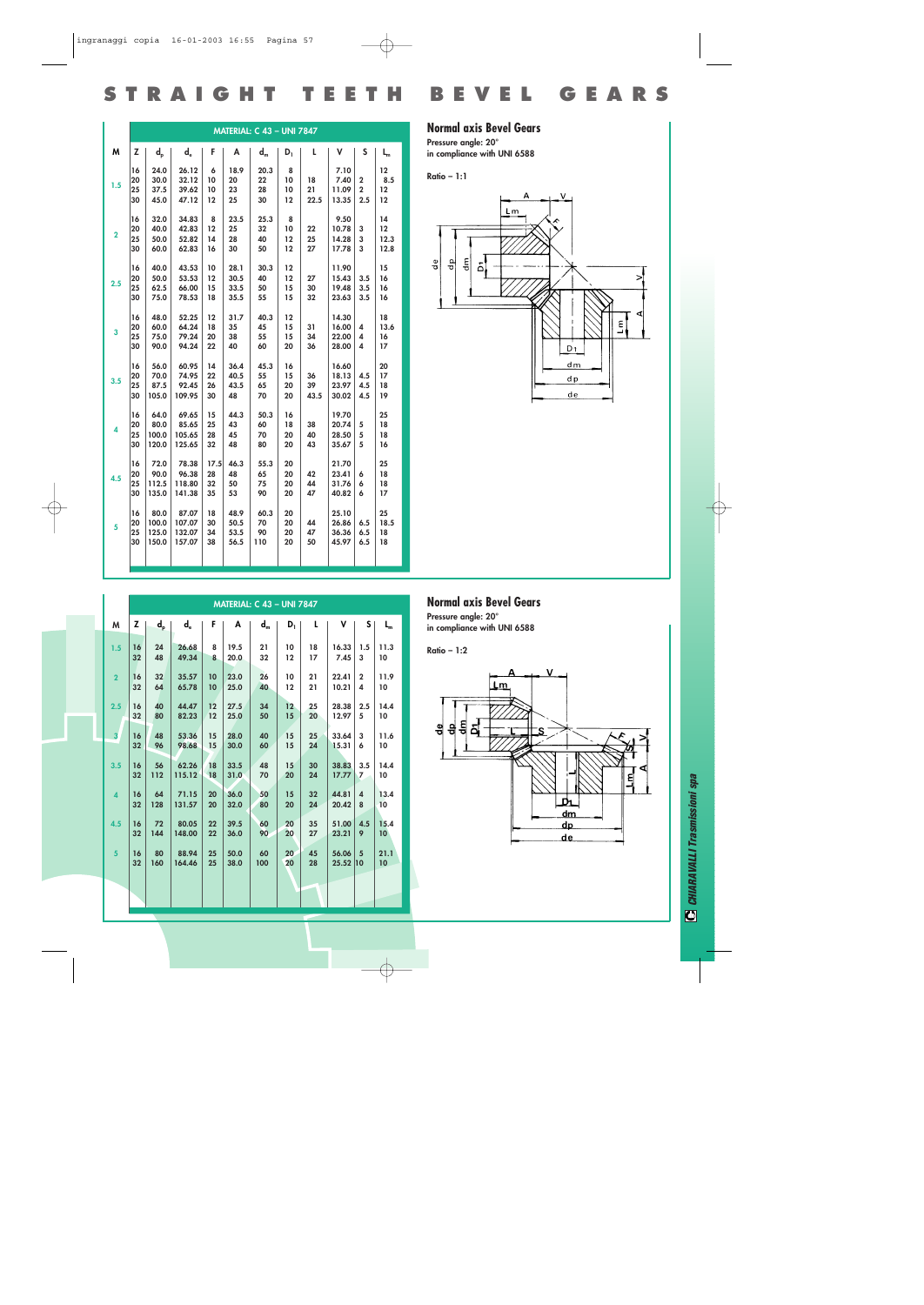# STRAIGHT TEETH BEVEL GEARS

## Normal axis Bevel Gears

Pressure angle: 20°
in compliance with UNI 6588

Ratio – 1:1

MATERIAL: C 43 – UNI 7847

| M | Z | $d_p$ | $d_e$ | F | A | $d_m$ | $D_1$ | L | V | S | $L_m$ |
|---|---|---|---|---|---|---|---|---|---|---|---|
| 1.5 | 16 | 24.0 | 26.12 | 6 | 18.9 | 20.3 | 8 | | 7.10 | | 12 |
| | 20 | 30.0 | 32.12 | 10 | 20 | 22 | 10 | 18 | 7.40 | 2 | 8.5 |
| | 25 | 37.5 | 39.62 | 10 | 23 | 28 | 10 | 21 | 11.09 | 2 | 12 |
| | 30 | 45.0 | 47.12 | 12 | 25 | 30 | 12 | 22.5 | 13.35 | 2.5 | 12 |
| 2 | 16 | 32.0 | 34.83 | 8 | 23.5 | 25.3 | 8 | | 9.50 | | 14 |
| | 20 | 40.0 | 42.83 | 12 | 25 | 32 | 10 | 22 | 10.78 | 3 | 12 |
| | 25 | 50.0 | 52.82 | 14 | 28 | 40 | 12 | 25 | 14.28 | 3 | 12.3 |
| | 30 | 60.0 | 62.83 | 16 | 30 | 50 | 12 | 27 | 17.78 | 3 | 12.8 |
| 2.5 | 16 | 40.0 | 43.53 | 10 | 28.1 | 30.3 | 12 | | 11.90 | | 15 |
| | 20 | 50.0 | 53.53 | 12 | 30.5 | 40 | 12 | 27 | 15.43 | 3.5 | 16 |
| | 25 | 62.5 | 66.00 | 15 | 33.5 | 50 | 15 | 30 | 19.48 | 3.5 | 16 |
| | 30 | 75.0 | 78.53 | 18 | 35.5 | 55 | 15 | 32 | 23.63 | 3.5 | 16 |
| 3 | 16 | 48.0 | 52.25 | 12 | 31.7 | 40.3 | 12 | | 14.30 | | 18 |
| | 20 | 60.0 | 64.24 | 18 | 35 | 45 | 15 | 31 | 16.00 | 4 | 13.6 |
| | 25 | 75.0 | 79.24 | 20 | 38 | 55 | 15 | 34 | 22.00 | 4 | 16 |
| | 30 | 90.0 | 94.24 | 22 | 40 | 60 | 20 | 36 | 28.00 | 4 | 17 |
| 3.5 | 16 | 56.0 | 60.95 | 14 | 36.4 | 45.3 | 16 | | 16.60 | | 20 |
| | 20 | 70.0 | 74.95 | 22 | 40.5 | 55 | 15 | 36 | 18.13 | 4.5 | 17 |
| | 25 | 87.5 | 92.45 | 26 | 43.5 | 65 | 20 | 39 | 23.97 | 4.5 | 18 |
| | 30 | 105.0 | 109.95 | 30 | 48 | 70 | 20 | 43.5 | 30.02 | 4.5 | 19 |
| 4 | 16 | 64.0 | 69.65 | 15 | 44.3 | 50.3 | 16 | | 19.70 | | 25 |
| | 20 | 80.0 | 85.65 | 25 | 43 | 60 | 18 | 38 | 20.74 | 5 | 18 |
| | 25 | 100.0 | 105.65 | 28 | 45 | 70 | 20 | 40 | 28.50 | 5 | 18 |
| | 30 | 120.0 | 125.65 | 32 | 48 | 80 | 20 | 43 | 35.67 | 5 | 16 |
| 4.5 | 16 | 72.0 | 78.38 | 17.5 | 46.3 | 55.3 | 20 | | 21.70 | | 25 |
| | 20 | 90.0 | 96.38 | 28 | 48 | 65 | 20 | 42 | 23.41 | 6 | 18 |
| | 25 | 112.5 | 118.80 | 32 | 50 | 75 | 20 | 44 | 31.76 | 6 | 18 |
| | 30 | 135.0 | 141.38 | 35 | 53 | 90 | 20 | 47 | 40.82 | 6 | 17 |
| 5 | 16 | 80.0 | 87.07 | 18 | 48.9 | 60.3 | 20 | | 25.10 | | 25 |
| | 20 | 100.0 | 107.07 | 30 | 50.5 | 70 | 20 | 44 | 26.86 | 6.5 | 18.5 |
| | 25 | 125.0 | 132.07 | 34 | 53.5 | 90 | 20 | 47 | 36.36 | 6.5 | 18 |
| | 30 | 150.0 | 157.07 | 38 | 56.5 | 110 | 20 | 50 | 45.97 | 6.5 | 18 |

## Normal axis Bevel Gears

Pressure angle: 20°
in compliance with UNI 6588

Ratio – 1:2

MATERIAL: C 43 – UNI 7847

| M | Z | $d_p$ | $d_e$ | F | A | $d_m$ | $D_1$ | L | V | S | $L_m$ |
|---|---|---|---|---|---|---|---|---|---|---|---|
| 1.5 | 16 | 24 | 26.68 | 8 | 19.5 | 21 | 10 | 18 | 16.33 | 1.5 | 11.3 |
| | 32 | 48 | 49.34 | 8 | 20.0 | 32 | 12 | 17 | 7.45 | 3 | 10 |
| 2 | 16 | 32 | 35.57 | 10 | 23.0 | 26 | 10 | 21 | 22.41 | 2 | 11.9 |
| | 32 | 64 | 65.78 | 10 | 25.0 | 40 | 12 | 21 | 10.21 | 4 | 10 |
| 2.5 | 16 | 40 | 44.47 | 12 | 27.5 | 34 | 12 | 25 | 28.38 | 2.5 | 14.4 |
| | 32 | 80 | 82.23 | 12 | 25.0 | 50 | 15 | 20 | 12.97 | 5 | 10 |
| 3 | 16 | 48 | 53.36 | 15 | 28.0 | 40 | 15 | 25 | 33.64 | 3 | 11.6 |
| | 32 | 96 | 98.68 | 15 | 30.0 | 60 | 15 | 24 | 15.31 | 6 | 10 |
| 3.5 | 16 | 56 | 62.26 | 18 | 33.5 | 48 | 15 | 30 | 38.83 | 3.5 | 14.4 |
| | 32 | 112 | 115.12 | 18 | 31.0 | 70 | 20 | 24 | 17.77 | 7 | 10 |
| 4 | 16 | 64 | 71.15 | 20 | 36.0 | 50 | 15 | 32 | 44.81 | 4 | 13.4 |
| | 32 | 128 | 131.57 | 20 | 32.0 | 80 | 20 | 24 | 20.42 | 8 | 10 |
| 4.5 | 16 | 72 | 80.05 | 22 | 39.5 | 60 | 20 | 35 | 51.00 | 4.5 | 15.4 |
| | 32 | 144 | 148.00 | 22 | 36.0 | 90 | 20 | 27 | 23.21 | 9 | 10 |
| 5 | 16 | 80 | 88.94 | 25 | 50.0 | 60 | 20 | 45 | 56.06 | 5 | 21.1 |
| | 32 | 160 | 164.46 | 25 | 38.0 | 100 | 20 | 28 | 25.52 | 10 | 10 |

CHIARAVALLI Trasmissioni spa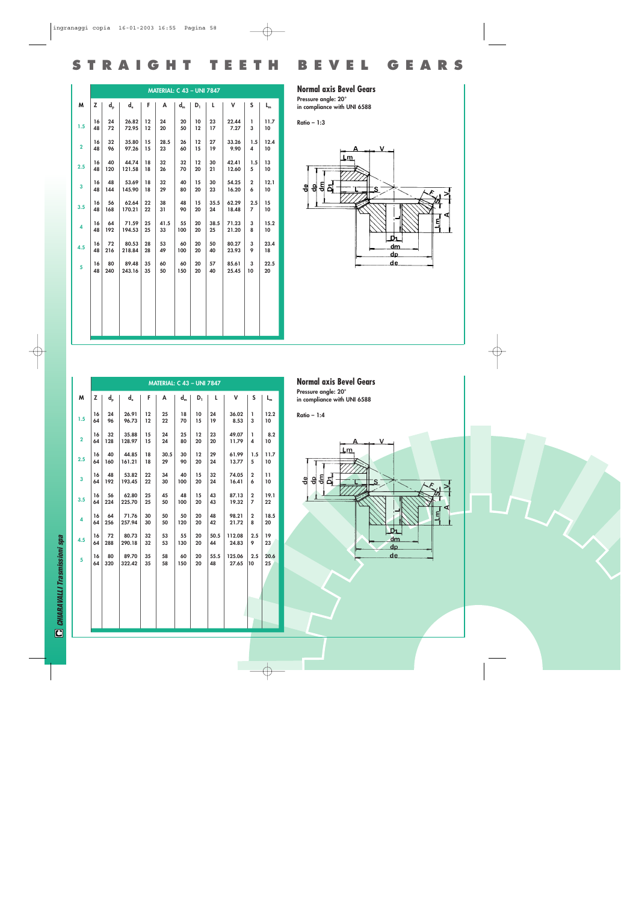# STRAIGHT TEETH BEVEL GEARS

## Normal axis Bevel Gears

Pressure angle: 20°
in compliance with UNI 6588

Ratio – 1:3

| MATERIAL: C 43 – UNI 7847 | | | | | | | | | | | |
|---|---|---|---|---|---|---|---|---|---|---|---|
| M | Z | $d_p$ | $d_e$ | F | A | $d_m$ | $D_1$ | L | V | S | $L_m$ |
| 1.5 | 16<br>48 | 24<br>72 | 26.82<br>72.95 | 12<br>12 | 24<br>20 | 20<br>50 | 10<br>12 | 23<br>17 | 22.44<br>7.27 | 1<br>3 | 11.7<br>10 |
| 2 | 16<br>48 | 32<br>96 | 35.80<br>97.26 | 15<br>15 | 28.5<br>23 | 26<br>60 | 12<br>15 | 27<br>19 | 33.26<br>9.90 | 1.5<br>4 | 12.4<br>10 |
| 2.5 | 16<br>48 | 40<br>120 | 44.74<br>121.58 | 18<br>18 | 32<br>26 | 32<br>70 | 12<br>20 | 30<br>21 | 42.41<br>12.60 | 1.5<br>5 | 13<br>10 |
| 3 | 16<br>48 | 48<br>144 | 53.69<br>145.90 | 18<br>18 | 32<br>29 | 40<br>80 | 15<br>20 | 30<br>23 | 54.25<br>16.20 | 2<br>6 | 12.1<br>10 |
| 3.5 | 16<br>48 | 56<br>168 | 62.64<br>170.21 | 22<br>22 | 38<br>31 | 48<br>90 | 15<br>20 | 35.5<br>24 | 62.29<br>18.48 | 2.5<br>7 | 15<br>10 |
| 4 | 16<br>48 | 64<br>192 | 71.59<br>194.53 | 25<br>25 | 41.5<br>33 | 55<br>100 | 20<br>20 | 38.5<br>25 | 71.23<br>21.20 | 3<br>8 | 15.2<br>10 |
| 4.5 | 16<br>48 | 72<br>216 | 80.53<br>218.84 | 28<br>28 | 53<br>49 | 60<br>100 | 20<br>20 | 50<br>40 | 80.27<br>23.93 | 3<br>9 | 23.4<br>18 |
| 5 | 16<br>48 | 80<br>240 | 89.48<br>243.16 | 35<br>35 | 60<br>50 | 60<br>150 | 20<br>20 | 57<br>40 | 85.61<br>25.45 | 3<br>10 | 22.5<br>20 |

## Normal axis Bevel Gears

Pressure angle: 20°
in compliance with UNI 6588

Ratio – 1:4

| MATERIAL: C 43 – UNI 7847 | | | | | | | | | | | |
|---|---|---|---|---|---|---|---|---|---|---|---|
| M | Z | $d_p$ | $d_e$ | F | A | $d_m$ | $D_1$ | L | V | S | $L_m$ |
| 1.5 | 16<br>64 | 24<br>96 | 26.91<br>96.73 | 12<br>12 | 25<br>22 | 18<br>70 | 10<br>15 | 24<br>19 | 36.02<br>8.53 | 1<br>3 | 12.2<br>10 |
| 2 | 16<br>64 | 32<br>128 | 35.88<br>128.97 | 15<br>15 | 24<br>24 | 25<br>80 | 12<br>20 | 23<br>20 | 49.07<br>11.79 | 1<br>4 | 8.2<br>10 |
| 2.5 | 16<br>64 | 40<br>160 | 44.85<br>161.21 | 18<br>18 | 30.5<br>29 | 30<br>90 | 12<br>20 | 29<br>24 | 61.99<br>13.77 | 1.5<br>5 | 11.7<br>10 |
| 3 | 16<br>64 | 48<br>192 | 53.82<br>193.45 | 22<br>22 | 34<br>30 | 40<br>100 | 15<br>20 | 32<br>24 | 74.05<br>16.41 | 2<br>6 | 11<br>10 |
| 3.5 | 16<br>64 | 56<br>224 | 62.80<br>225.70 | 25<br>25 | 45<br>50 | 48<br>100 | 15<br>20 | 43<br>43 | 87.13<br>19.32 | 2<br>7 | 19.1<br>22 |
| 4 | 16<br>64 | 64<br>256 | 71.76<br>257.94 | 30<br>30 | 50<br>50 | 50<br>120 | 20<br>20 | 48<br>42 | 98.21<br>21.72 | 2<br>8 | 18.5<br>20 |
| 4.5 | 16<br>64 | 72<br>288 | 80.73<br>290.18 | 32<br>32 | 53<br>53 | 55<br>130 | 20<br>20 | 50.5<br>44 | 112.08<br>24.83 | 2.5<br>9 | 19<br>23 |
| 5 | 16<br>64 | 80<br>320 | 89.70<br>322.42 | 35<br>35 | 58<br>58 | 60<br>150 | 20<br>20 | 55.5<br>48 | 125.06<br>27.65 | 2.5<br>10 | 20.6<br>25 |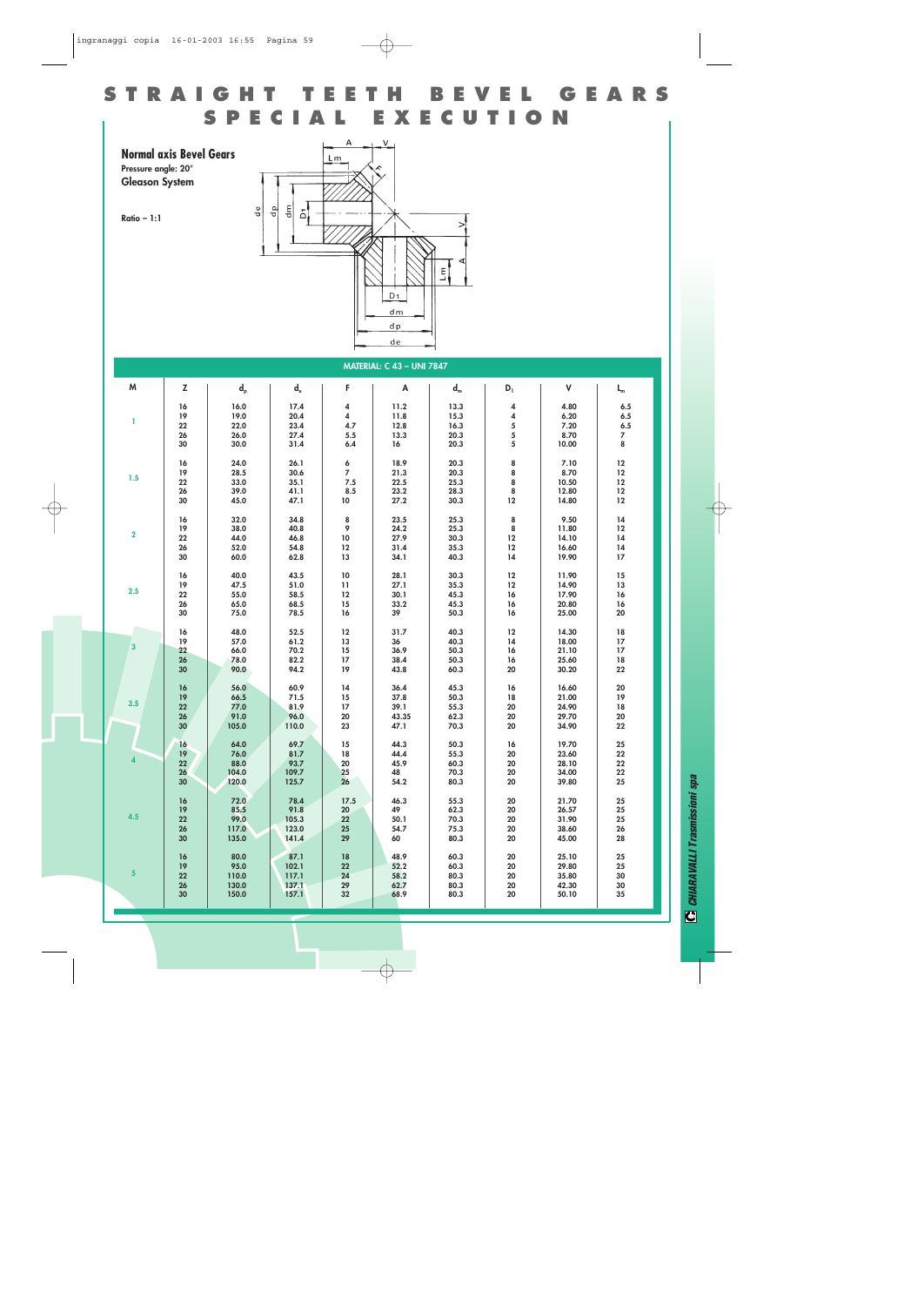# STRAIGHT TEETH BEVEL GEARS
## SPECIAL EXECUTION

**Normal axis Bevel Gears**

**Pressure angle: 20°**

**Gleason System**

**Ratio – 1:1**

**MATERIAL: C 43 – UNI 7847**

| M | Z | $d_p$ | $d_e$ | F | A | $d_m$ | $D_1$ | V | $L_m$ |
|---|---|---|---|---|---|---|---|---|---|
| 1 | 16 | 16.0 | 17.4 | 4 | 11.2 | 13.3 | 4 | 4.80 | 6.5 |
| | 19 | 19.0 | 20.4 | 4 | 11.8 | 15.3 | 4 | 6.20 | 6.5 |
| | 22 | 22.0 | 23.4 | 4.7 | 12.8 | 16.3 | 5 | 7.20 | 6.5 |
| | 26 | 26.0 | 27.4 | 5.5 | 13.3 | 20.3 | 5 | 8.70 | 7 |
| | 30 | 30.0 | 31.4 | 6.4 | 16 | 20.3 | 5 | 10.00 | 8 |
| 1.5 | 16 | 24.0 | 26.1 | 6 | 18.9 | 20.3 | 8 | 7.10 | 12 |
| | 19 | 28.5 | 30.6 | 7 | 21.3 | 20.3 | 8 | 8.70 | 12 |
| | 22 | 33.0 | 35.1 | 7.5 | 22.5 | 25.3 | 8 | 10.50 | 12 |
| | 26 | 39.0 | 41.1 | 8.5 | 23.2 | 28.3 | 8 | 12.80 | 12 |
| | 30 | 45.0 | 47.1 | 10 | 27.2 | 30.3 | 12 | 14.80 | 12 |
| 2 | 16 | 32.0 | 34.8 | 8 | 23.5 | 25.3 | 8 | 9.50 | 14 |
| | 19 | 38.0 | 40.8 | 9 | 24.2 | 25.3 | 8 | 11.80 | 12 |
| | 22 | 44.0 | 46.8 | 10 | 27.9 | 30.3 | 12 | 14.10 | 14 |
| | 26 | 52.0 | 54.8 | 12 | 31.4 | 35.3 | 12 | 16.60 | 14 |
| | 30 | 60.0 | 62.8 | 13 | 34.1 | 40.3 | 14 | 19.90 | 17 |
| 2.5 | 16 | 40.0 | 43.5 | 10 | 28.1 | 30.3 | 12 | 11.90 | 15 |
| | 19 | 47.5 | 51.0 | 11 | 27.1 | 35.3 | 12 | 14.90 | 13 |
| | 22 | 55.0 | 58.5 | 12 | 30.1 | 45.3 | 16 | 17.90 | 16 |
| | 26 | 65.0 | 68.5 | 15 | 33.2 | 45.3 | 16 | 20.80 | 16 |
| | 30 | 75.0 | 78.5 | 16 | 39 | 50.3 | 16 | 25.00 | 20 |
| 3 | 16 | 48.0 | 52.5 | 12 | 31.7 | 40.3 | 12 | 14.30 | 18 |
| | 19 | 57.0 | 61.2 | 13 | 36 | 40.3 | 14 | 18.00 | 17 |
| | 22 | 66.0 | 70.2 | 15 | 36.9 | 50.3 | 16 | 21.10 | 17 |
| | 26 | 78.0 | 82.2 | 17 | 38.4 | 50.3 | 16 | 25.60 | 18 |
| | 30 | 90.0 | 94.2 | 19 | 43.8 | 60.3 | 20 | 30.20 | 22 |
| 3.5 | 16 | 56.0 | 60.9 | 14 | 36.4 | 45.3 | 16 | 16.60 | 20 |
| | 19 | 66.5 | 71.5 | 15 | 37.8 | 50.3 | 18 | 21.00 | 19 |
| | 22 | 77.0 | 81.9 | 17 | 39.1 | 55.3 | 20 | 24.90 | 18 |
| | 26 | 91.0 | 96.0 | 20 | 43.35 | 62.3 | 20 | 29.70 | 20 |
| | 30 | 105.0 | 110.0 | 23 | 47.1 | 70.3 | 20 | 34.90 | 22 |
| 4 | 16 | 64.0 | 69.7 | 15 | 44.3 | 50.3 | 16 | 19.70 | 25 |
| | 19 | 76.0 | 81.7 | 18 | 44.4 | 55.3 | 20 | 23.60 | 22 |
| | 22 | 88.0 | 93.7 | 20 | 45.9 | 60.3 | 20 | 28.10 | 22 |
| | 26 | 104.0 | 109.7 | 25 | 48 | 70.3 | 20 | 34.00 | 22 |
| | 30 | 120.0 | 125.7 | 26 | 54.2 | 80.3 | 20 | 39.80 | 25 |
| 4.5 | 16 | 72.0 | 78.4 | 17.5 | 46.3 | 55.3 | 20 | 21.70 | 25 |
| | 19 | 85.5 | 91.8 | 20 | 49 | 62.3 | 20 | 26.57 | 25 |
| | 22 | 99.0 | 105.3 | 22 | 50.1 | 70.3 | 20 | 31.90 | 25 |
| | 26 | 117.0 | 123.0 | 25 | 54.7 | 75.3 | 20 | 38.60 | 26 |
| | 30 | 135.0 | 141.4 | 29 | 60 | 80.3 | 20 | 45.00 | 28 |
| 5 | 16 | 80.0 | 87.1 | 18 | 48.9 | 60.3 | 20 | 25.10 | 25 |
| | 19 | 95.0 | 102.1 | 22 | 52.2 | 60.3 | 20 | 29.80 | 25 |
| | 22 | 110.0 | 117.1 | 24 | 58.2 | 80.3 | 20 | 35.80 | 30 |
| | 26 | 130.0 | 137.1 | 29 | 62.7 | 80.3 | 20 | 42.30 | 30 |
| | 30 | 150.0 | 157.1 | 32 | 68.9 | 80.3 | 20 | 50.10 | 35 |

CHIARAVALLI Trasmissioni spa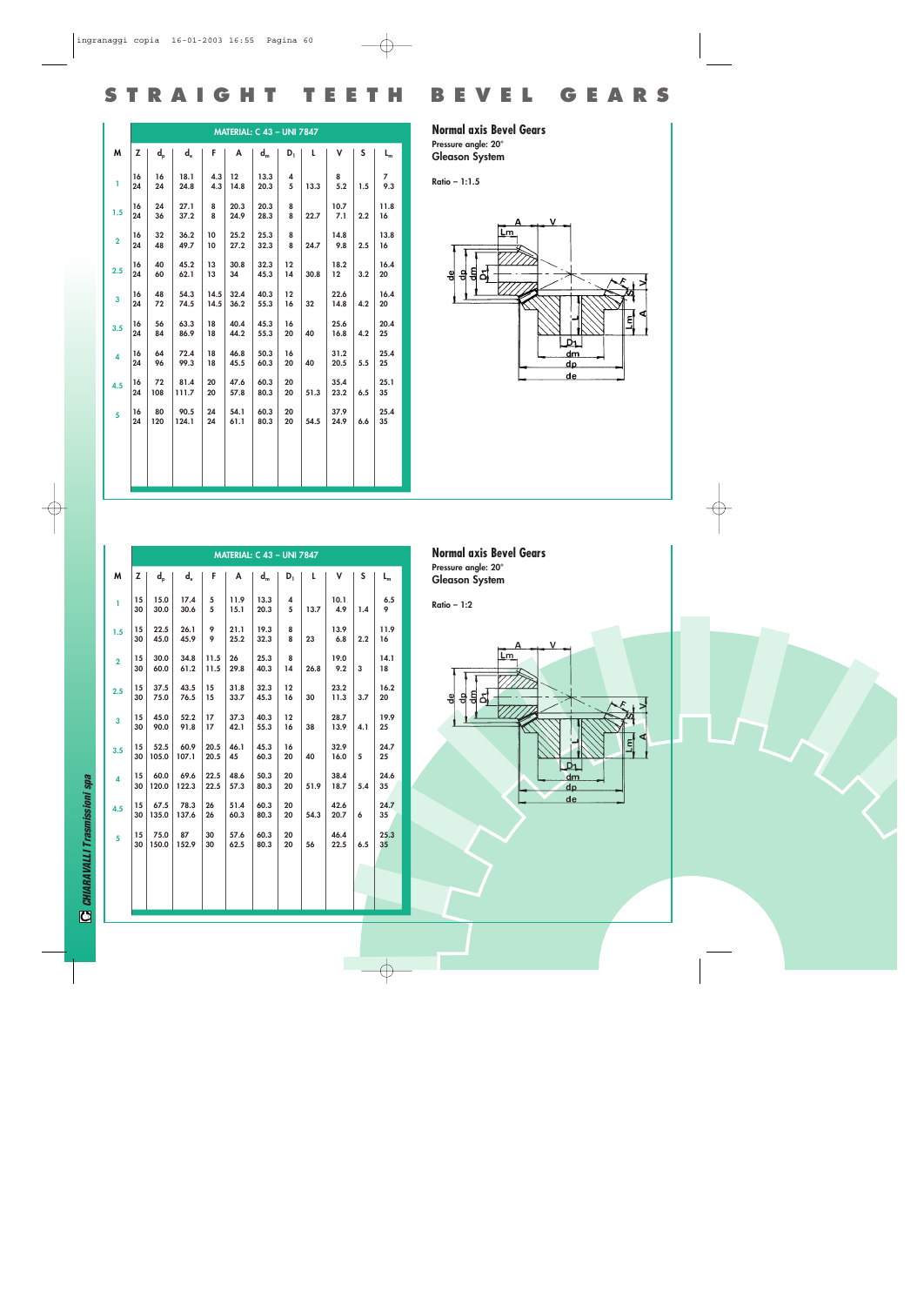# STRAIGHT TEETH BEVEL GEARS

## Normal axis Bevel Gears

Pressure angle: 20°

**Gleason System**

Ratio – 1:1.5

| | MATERIAL: C 43 – UNI 7847 | | | | | | | | | | |
|---|---|---|---|---|---|---|---|---|---|---|---|
| M | Z | $d_p$ | $d_e$ | F | A | $d_m$ | $D_1$ | L | V | S | $L_m$ |
| 1 | 16<br>24 | 16<br>24 | 18.1<br>24.8 | 4.3<br>4.3 | 12<br>14.8 | 13.3<br>20.3 | 4<br>5 | 13.3 | 8<br>5.2 | 1.5 | 7<br>9.3 |
| 1.5 | 16<br>24 | 24<br>36 | 27.1<br>37.2 | 8<br>8 | 20.3<br>24.9 | 20.3<br>28.3 | 8<br>8 | 22.7 | 10.7<br>7.1 | 2.2 | 11.8<br>16 |
| 2 | 16<br>24 | 32<br>48 | 36.2<br>49.7 | 10<br>10 | 25.2<br>27.2 | 25.3<br>32.3 | 8<br>8 | 24.7 | 14.8<br>9.8 | 2.5 | 13.8<br>16 |
| 2.5 | 16<br>24 | 40<br>60 | 45.2<br>62.1 | 13<br>13 | 30.8<br>34 | 32.3<br>45.3 | 12<br>14 | 30.8 | 18.2<br>12 | 3.2 | 16.4<br>20 |
| 3 | 16<br>24 | 48<br>72 | 54.3<br>74.5 | 14.5<br>14.5 | 32.4<br>36.2 | 40.3<br>55.3 | 12<br>16 | 32 | 22.6<br>14.8 | 4.2 | 16.4<br>20 |
| 3.5 | 16<br>24 | 56<br>84 | 63.3<br>86.9 | 18<br>18 | 40.4<br>44.2 | 45.3<br>55.3 | 16<br>20 | 40 | 25.6<br>16.8 | 4.2 | 20.4<br>25 |
| 4 | 16<br>24 | 64<br>96 | 72.4<br>99.3 | 18<br>18 | 46.8<br>45.5 | 50.3<br>60.3 | 16<br>20 | 40 | 31.2<br>20.5 | 5.5 | 25.4<br>25 |
| 4.5 | 16<br>24 | 72<br>108 | 81.4<br>111.7 | 20<br>20 | 47.6<br>57.8 | 60.3<br>80.3 | 20<br>20 | 51.3 | 35.4<br>23.2 | 6.5 | 25.1<br>35 |
| 5 | 16<br>24 | 80<br>120 | 90.5<br>124.1 | 24<br>24 | 54.1<br>61.1 | 60.3<br>80.3 | 20<br>20 | 54.5 | 37.9<br>24.9 | 6.6 | 25.4<br>35 |

## Normal axis Bevel Gears

Pressure angle: 20°

**Gleason System**

Ratio – 1:2

| | MATERIAL: C 43 – UNI 7847 | | | | | | | | | | |
|---|---|---|---|---|---|---|---|---|---|---|---|
| M | Z | $d_p$ | $d_e$ | F | A | $d_m$ | $D_1$ | L | V | S | $L_m$ |
| 1 | 15<br>30 | 15.0<br>30.0 | 17.4<br>30.6 | 5<br>5 | 11.9<br>15.1 | 13.3<br>20.3 | 4<br>5 | 13.7 | 10.1<br>4.9 | 1.4 | 6.5<br>9 |
| 1.5 | 15<br>30 | 22.5<br>45.0 | 26.1<br>45.9 | 9<br>9 | 21.1<br>25.2 | 19.3<br>32.3 | 8<br>8 | 23 | 13.9<br>6.8 | 2.2 | 11.9<br>16 |
| 2 | 15<br>30 | 30.0<br>60.0 | 34.8<br>61.2 | 11.5<br>11.5 | 26<br>29.8 | 25.3<br>40.3 | 8<br>14 | 26.8 | 19.0<br>9.2 | 3 | 14.1<br>18 |
| 2.5 | 15<br>30 | 37.5<br>75.0 | 43.5<br>76.5 | 15<br>15 | 31.8<br>33.7 | 32.3<br>45.3 | 12<br>16 | 30 | 23.2<br>11.3 | 3.7 | 16.2<br>20 |
| 3 | 15<br>30 | 45.0<br>90.0 | 52.2<br>91.8 | 17<br>17 | 37.3<br>42.1 | 40.3<br>55.3 | 12<br>16 | 38 | 28.7<br>13.9 | 4.1 | 19.9<br>25 |
| 3.5 | 15<br>30 | 52.5<br>105.0 | 60.9<br>107.1 | 20.5<br>20.5 | 46.1<br>45 | 45.3<br>60.3 | 16<br>20 | 40 | 32.9<br>16.0 | 5 | 24.7<br>25 |
| 4 | 15<br>30 | 60.0<br>120.0 | 69.6<br>122.3 | 22.5<br>22.5 | 48.6<br>57.3 | 50.3<br>80.3 | 20<br>20 | 51.9 | 38.4<br>18.7 | 5.4 | 24.6<br>35 |
| 4.5 | 15<br>30 | 67.5<br>135.0 | 78.3<br>137.6 | 26<br>26 | 51.4<br>60.3 | 60.3<br>80.3 | 20<br>20 | 54.3 | 42.6<br>20.7 | 6 | 24.7<br>35 |
| 5 | 15<br>30 | 75.0<br>150.0 | 87<br>152.9 | 30<br>30 | 57.6<br>62.5 | 60.3<br>80.3 | 20<br>20 | 56 | 46.4<br>22.5 | 6.5 | 25.3<br>35 |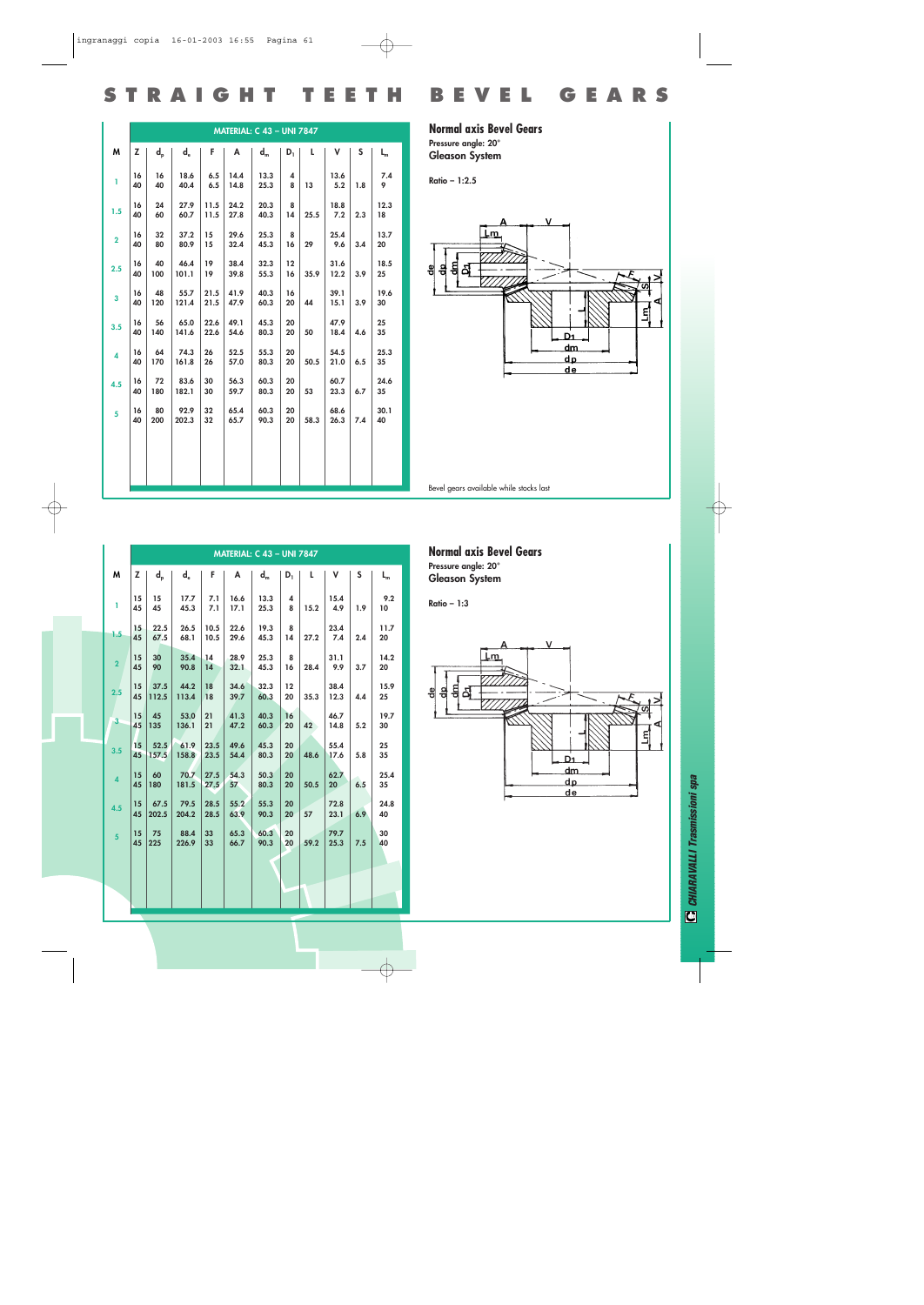# STRAIGHT TEETH BEVEL GEARS

| | MATERIAL: C 43 – UNI 7847 | | | | | | | | | | |
|---|---|---|---|---|---|---|---|---|---|---|---|
| M | Z | $d_p$ | $d_e$ | F | A | $d_m$ | $D_1$ | L | V | S | $L_m$ |
| 1 | 16<br>40 | 16<br>40 | 18.6<br>40.4 | 6.5<br>6.5 | 14.4<br>14.8 | 13.3<br>25.3 | 4<br>8 | 13 | 13.6<br>5.2 | 1.8 | 7.4<br>9 |
| 1.5 | 16<br>40 | 24<br>60 | 27.9<br>60.7 | 11.5<br>11.5 | 24.2<br>27.8 | 20.3<br>40.3 | 8<br>14 | 25.5 | 18.8<br>7.2 | 2.3 | 12.3<br>18 |
| 2 | 16<br>40 | 32<br>80 | 37.2<br>80.9 | 15<br>15 | 29.6<br>32.4 | 25.3<br>45.3 | 8<br>16 | 29 | 25.4<br>9.6 | 3.4 | 13.7<br>20 |
| 2.5 | 16<br>40 | 40<br>100 | 46.4<br>101.1 | 19<br>19 | 38.4<br>39.8 | 32.3<br>55.3 | 12<br>16 | 35.9 | 31.6<br>12.2 | 3.9 | 18.5<br>25 |
| 3 | 16<br>40 | 48<br>120 | 55.7<br>121.4 | 21.5<br>21.5 | 41.9<br>47.9 | 40.3<br>60.3 | 16<br>20 | 44 | 39.1<br>15.1 | 3.9 | 19.6<br>30 |
| 3.5 | 16<br>40 | 56<br>140 | 65.0<br>141.6 | 22.6<br>22.6 | 49.1<br>54.6 | 45.3<br>80.3 | 20<br>20 | 50 | 47.9<br>18.4 | 4.6 | 25<br>35 |
| 4 | 16<br>40 | 64<br>170 | 74.3<br>161.8 | 26<br>26 | 52.5<br>57.0 | 55.3<br>80.3 | 20<br>20 | 50.5 | 54.5<br>21.0 | 6.5 | 25.3<br>35 |
| 4.5 | 16<br>40 | 72<br>180 | 83.6<br>182.1 | 30<br>30 | 56.3<br>59.7 | 60.3<br>80.3 | 20<br>20 | 53 | 60.7<br>23.3 | 6.7 | 24.6<br>35 |
| 5 | 16<br>40 | 80<br>200 | 92.9<br>202.3 | 32<br>32 | 65.4<br>65.7 | 60.3<br>90.3 | 20<br>20 | 58.3 | 68.6<br>26.3 | 7.4 | 30.1<br>40 |

## Normal axis Bevel Gears

Pressure angle: 20°

**Gleason System**

**Ratio – 1:2.5**

Bevel gears available while stocks last

| | MATERIAL: C 43 – UNI 7847 | | | | | | | | | | |
|---|---|---|---|---|---|---|---|---|---|---|---|
| M | Z | $d_p$ | $d_e$ | F | A | $d_m$ | $D_1$ | L | V | S | $L_m$ |
| 1 | 15<br>45 | 15<br>45 | 17.7<br>45.3 | 7.1<br>7.1 | 16.6<br>17.1 | 13.3<br>25.3 | 4<br>8 | 15.2 | 15.4<br>4.9 | 1.9 | 9.2<br>10 |
| 1.5 | 15<br>45 | 22.5<br>67.5 | 26.5<br>68.1 | 10.5<br>10.5 | 22.6<br>29.6 | 19.3<br>45.3 | 8<br>14 | 27.2 | 23.4<br>7.4 | 2.4 | 11.7<br>20 |
| 2 | 15<br>45 | 30<br>90 | 35.4<br>90.8 | 14<br>14 | 28.9<br>32.1 | 25.3<br>45.3 | 8<br>16 | 28.4 | 31.1<br>9.9 | 3.7 | 14.2<br>20 |
| 2.5 | 15<br>45 | 37.5<br>112.5 | 44.2<br>113.4 | 18<br>18 | 34.6<br>39.7 | 32.3<br>60.3 | 12<br>20 | 35.3 | 38.4<br>12.3 | 4.4 | 15.9<br>25 |
| 3 | 15<br>45 | 45<br>135 | 53.0<br>136.1 | 21<br>21 | 41.3<br>47.2 | 40.3<br>60.3 | 16<br>20 | 42 | 46.7<br>14.8 | 5.2 | 19.7<br>30 |
| 3.5 | 15<br>45 | 52.5<br>157.5 | 61.9<br>158.8 | 23.5<br>23.5 | 49.6<br>54.4 | 45.3<br>80.3 | 20<br>20 | 48.6 | 55.4<br>17.6 | 5.8 | 25<br>35 |
| 4 | 15<br>45 | 60<br>180 | 70.7<br>181.5 | 27.5<br>27.5 | 54.3<br>57 | 50.3<br>80.3 | 20<br>20 | 50.5 | 62.7<br>20 | 6.5 | 25.4<br>35 |
| 4.5 | 15<br>45 | 67.5<br>202.5 | 79.5<br>204.2 | 28.5<br>28.5 | 55.2<br>63.9 | 55.3<br>90.3 | 20<br>20 | 57 | 72.8<br>23.1 | 6.9 | 24.8<br>40 |
| 5 | 15<br>45 | 75<br>225 | 88.4<br>226.9 | 33<br>33 | 65.3<br>66.7 | 60.3<br>90.3 | 20<br>20 | 59.2 | 79.7<br>25.3 | 7.5 | 30<br>40 |

## Normal axis Bevel Gears

Pressure angle: 20°

**Gleason System**

**Ratio – 1:3**

CHIARAVALLI Trasmissioni spa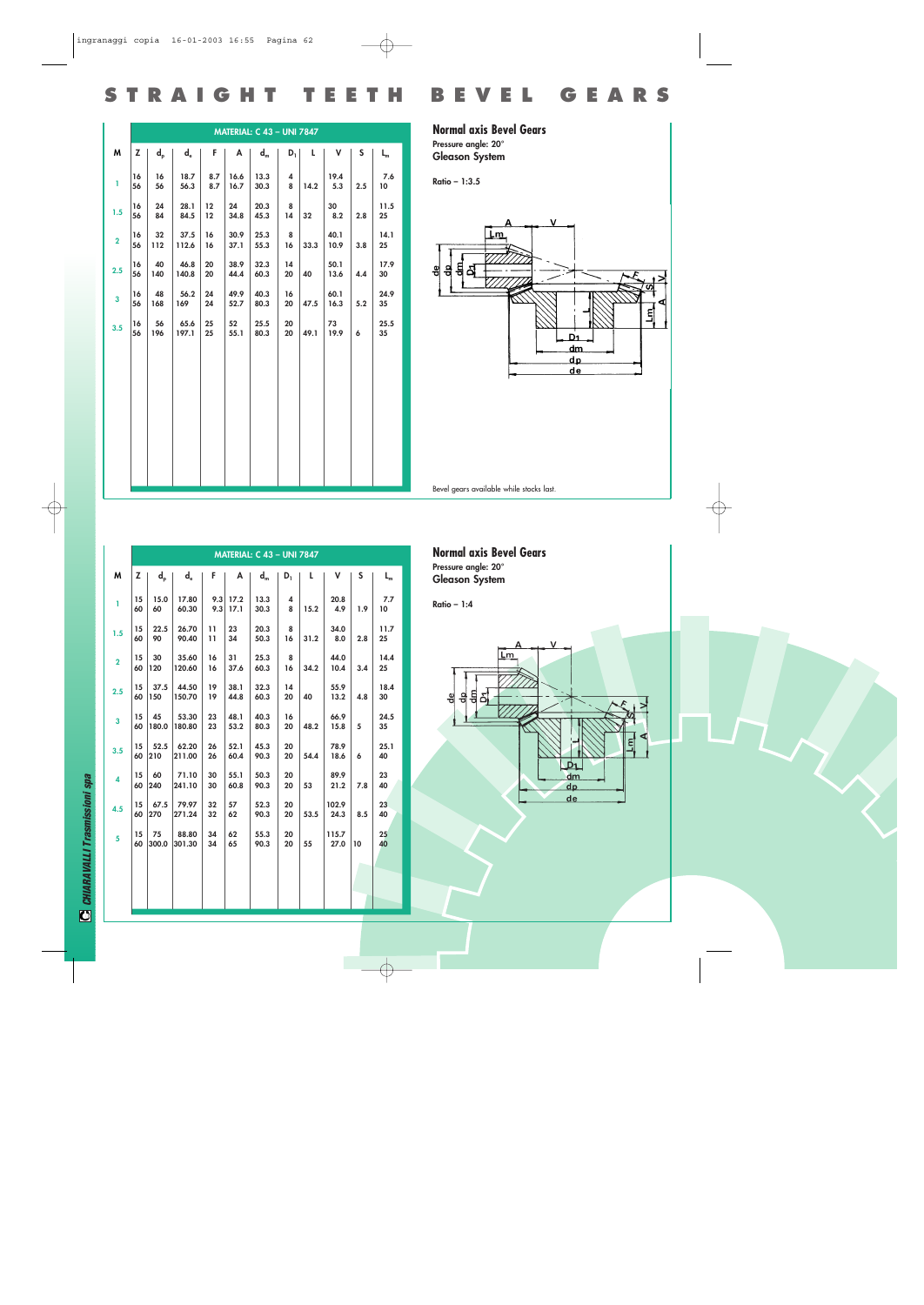# STRAIGHT TEETH BEVEL GEARS

MATERIAL: C 43 – UNI 7847

| M | Z | $d_p$ | $d_e$ | F | A | $d_m$ | $D_1$ | L | V | S | $L_m$ |
|---|---|---|---|---|---|---|---|---|---|---|---|
| 1 | 16<br>56 | 16<br>56 | 18.7<br>56.3 | 8.7<br>8.7 | 16.6<br>16.7 | 13.3<br>30.3 | 4<br>8 | 14.2 | 19.4<br>5.3 | 2.5 | 7.6<br>10 |
| 1.5 | 16<br>56 | 24<br>84 | 28.1<br>84.5 | 12<br>12 | 24<br>34.8 | 20.3<br>45.3 | 8<br>14 | 32 | 30<br>8.2 | 2.8 | 11.5<br>25 |
| 2 | 16<br>56 | 32<br>112 | 37.5<br>112.6 | 16<br>16 | 30.9<br>37.1 | 25.3<br>55.3 | 8<br>16 | 33.3 | 40.1<br>10.9 | 3.8 | 14.1<br>25 |
| 2.5 | 16<br>56 | 40<br>140 | 46.8<br>140.8 | 20<br>20 | 38.9<br>44.4 | 32.3<br>60.3 | 14<br>20 | 40 | 50.1<br>13.6 | 4.4 | 17.9<br>30 |
| 3 | 16<br>56 | 48<br>168 | 56.2<br>169 | 24<br>24 | 49.9<br>52.7 | 40.3<br>80.3 | 16<br>20 | 47.5 | 60.1<br>16.3 | 5.2 | 24.9<br>35 |
| 3.5 | 16<br>56 | 56<br>196 | 65.6<br>197.1 | 25<br>25 | 52<br>55.1 | 25.5<br>80.3 | 20<br>20 | 49.1 | 73<br>19.9 | 6 | 25.5<br>35 |

## Normal axis Bevel Gears

Pressure angle: 20°

Gleason System

Ratio – 1:3.5

Bevel gears available while stocks last.

MATERIAL: C 43 – UNI 7847

| M | Z | $d_p$ | $d_e$ | F | A | $d_m$ | $D_1$ | L | V | S | $L_m$ |
|---|---|---|---|---|---|---|---|---|---|---|---|
| 1 | 15<br>60 | 15.0<br>60 | 17.80<br>60.30 | 9.3<br>9.3 | 17.2<br>17.1 | 13.3<br>30.3 | 4<br>8 | 15.2 | 20.8<br>4.9 | 1.9 | 7.7<br>10 |
| 1.5 | 15<br>60 | 22.5<br>90 | 26.70<br>90.40 | 11<br>11 | 23<br>34 | 20.3<br>50.3 | 8<br>16 | 31.2 | 34.0<br>8.0 | 2.8 | 11.7<br>25 |
| 2 | 15<br>60 | 30<br>120 | 35.60<br>120.60 | 16<br>16 | 31<br>37.6 | 25.3<br>60.3 | 8<br>16 | 34.2 | 44.0<br>10.4 | 3.4 | 14.4<br>25 |
| 2.5 | 15<br>60 | 37.5<br>150 | 44.50<br>150.70 | 19<br>19 | 38.1<br>44.8 | 32.3<br>60.3 | 14<br>20 | 40 | 55.9<br>13.2 | 4.8 | 18.4<br>30 |
| 3 | 15<br>60 | 45<br>180.0 | 53.30<br>180.80 | 23<br>23 | 48.1<br>53.2 | 40.3<br>80.3 | 16<br>20 | 48.2 | 66.9<br>15.8 | 5 | 24.5<br>35 |
| 3.5 | 15<br>60 | 52.5<br>210 | 62.20<br>211.00 | 26<br>26 | 52.1<br>60.4 | 45.3<br>90.3 | 20<br>20 | 54.4 | 78.9<br>18.6 | 6 | 25.1<br>40 |
| 4 | 15<br>60 | 60<br>240 | 71.10<br>241.10 | 30<br>30 | 55.1<br>60.8 | 50.3<br>90.3 | 20<br>20 | 53 | 89.9<br>21.2 | 7.8 | 23<br>40 |
| 4.5 | 15<br>60 | 67.5<br>270 | 79.97<br>271.24 | 32<br>32 | 57<br>62 | 52.3<br>90.3 | 20<br>20 | 53.5 | 102.9<br>24.3 | 8.5 | 23<br>40 |
| 5 | 15<br>60 | 75<br>300.0 | 88.80<br>301.30 | 34<br>34 | 62<br>65 | 55.3<br>90.3 | 20<br>20 | 55 | 115.7<br>27.0 | 10 | 25<br>40 |

## Normal axis Bevel Gears

Pressure angle: 20°

Gleason System

Ratio – 1:4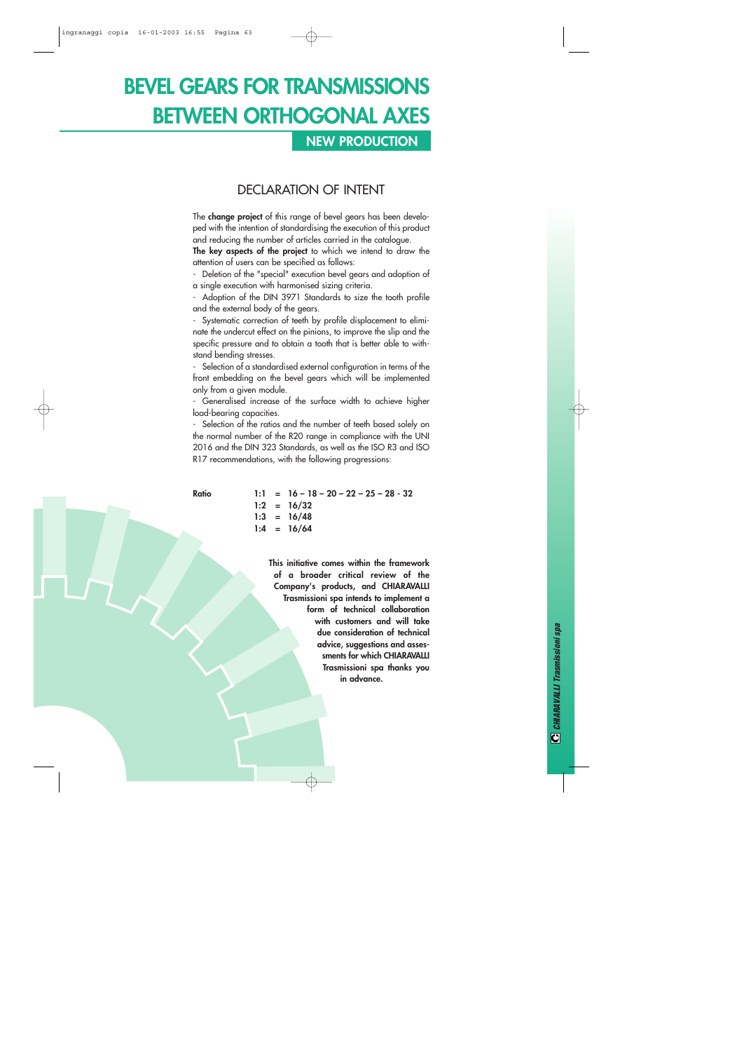# BEVEL GEARS FOR TRANSMISSIONS BETWEEN ORTHOGONAL AXES

## NEW PRODUCTION

### DECLARATION OF INTENT

The **change project** of this range of bevel gears has been developed with the intention of standardising the execution of this product and reducing the number of articles carried in the catalogue.

**The key aspects of the project** to which we intend to draw the attention of users can be specified as follows:

- Deletion of the "special" execution bevel gears and adoption of a single execution with harmonised sizing criteria.
- Adoption of the DIN 3971 Standards to size the tooth profile and the external body of the gears.
- Systematic correction of teeth by profile displacement to eliminate the undercut effect on the pinions, to improve the slip and the specific pressure and to obtain a tooth that is better able to withstand bending stresses.
- Selection of a standardised external configuration in terms of the front embedding on the bevel gears which will be implemented only from a given module.
- Generalised increase of the surface width to achieve higher load-bearing capacities.
- Selection of the ratios and the number of teeth based solely on the normal number of the R20 range in compliance with the UNI 2016 and the DIN 323 Standards, as well as the ISO R3 and ISO R17 recommendations, with the following progressions:

| **Ratio** | | |
|---|---|---|
| | **1:1** | **= 16 – 18 – 20 – 22 – 25 – 28 - 32** |
| | **1:2** | **= 16/32** |
| | **1:3** | **= 16/48** |
| | **1:4** | **= 16/64** |

**This initiative comes within the framework of a broader critical review of the Company's products, and CHIARAVALLI Trasmissioni spa intends to implement a form of technical collaboration with customers and will take due consideration of technical advice, suggestions and assessments for which CHIARAVALLI Trasmissioni spa thanks you in advance.**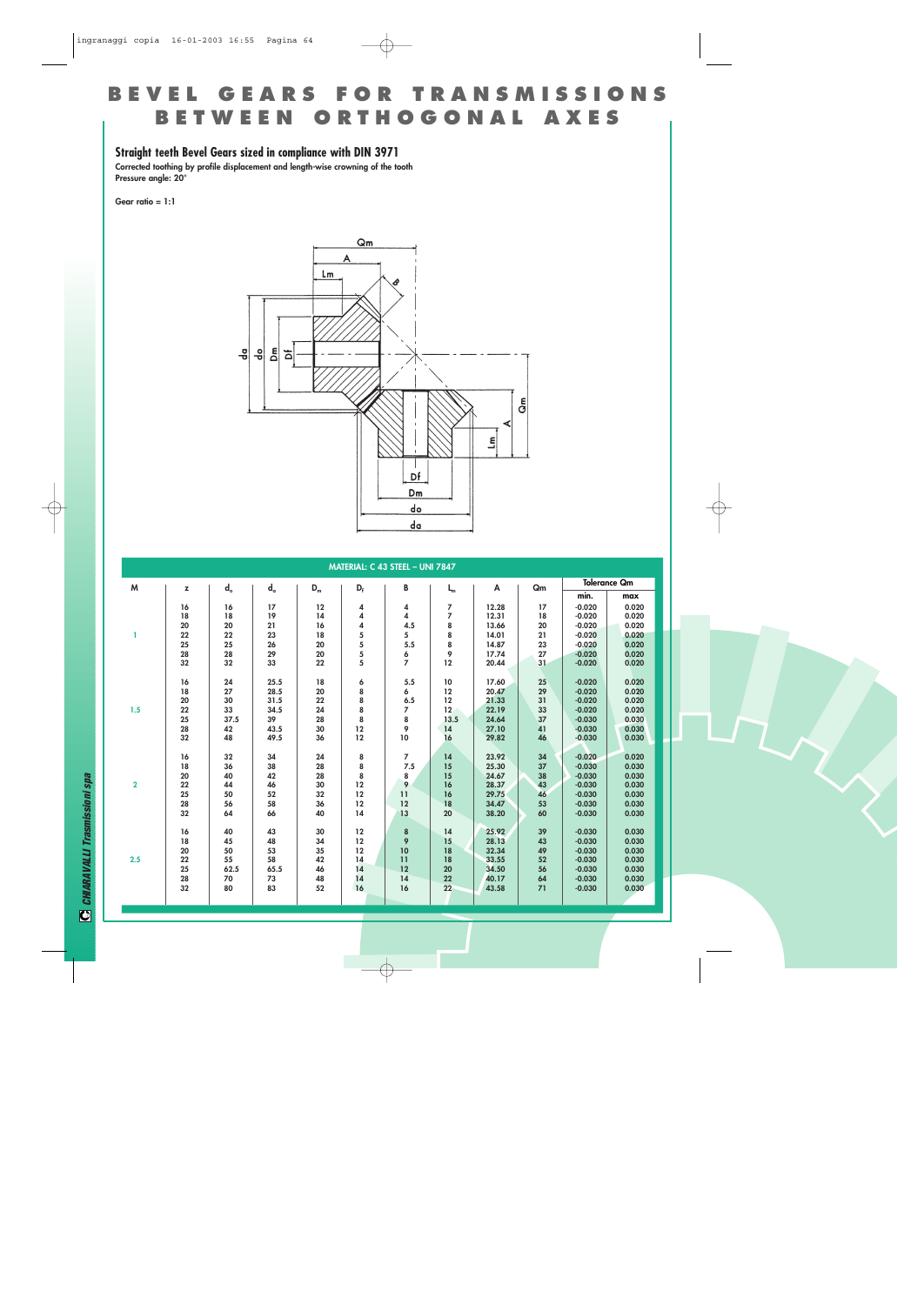# BEVEL GEARS FOR TRANSMISSIONS BETWEEN ORTHOGONAL AXES

### Straight teeth Bevel Gears sized in compliance with DIN 3971

**Corrected toothing by profile displacement and length-wise crowning of the tooth**
**Pressure angle: 20°**

**Gear ratio = 1:1**

MATERIAL: C 43 STEEL – UNI 7847

| M | z | $d_o$ | $d_a$ | $D_m$ | $D_f$ | B | $L_m$ | A | Qm | Tolerance Qm min. | Tolerance Qm max |
|---|---|---|---|---|---|---|---|---|---|---|---|
| 1 | 16 | 16 | 17 | 12 | 4 | 4 | 7 | 12.28 | 17 | -0.020 | 0.020 |
| | 18 | 18 | 19 | 14 | 4 | 4 | 7 | 12.31 | 18 | -0.020 | 0.020 |
| | 20 | 20 | 21 | 16 | 4 | 4.5 | 8 | 13.66 | 20 | -0.020 | 0.020 |
| | 22 | 22 | 23 | 18 | 5 | 5 | 8 | 14.01 | 21 | -0.020 | 0.020 |
| | 25 | 25 | 26 | 20 | 5 | 5.5 | 8 | 14.87 | 23 | -0.020 | 0.020 |
| | 28 | 28 | 29 | 20 | 5 | 6 | 9 | 17.74 | 27 | -0.020 | 0.020 |
| | 32 | 32 | 33 | 22 | 5 | 7 | 12 | 20.44 | 31 | -0.020 | 0.020 |
| 1.5 | 16 | 24 | 25.5 | 18 | 6 | 5.5 | 10 | 17.60 | 25 | -0.020 | 0.020 |
| | 18 | 27 | 28.5 | 20 | 8 | 6 | 12 | 20.47 | 29 | -0.020 | 0.020 |
| | 20 | 30 | 31.5 | 22 | 8 | 6.5 | 12 | 21.33 | 31 | -0.020 | 0.020 |
| | 22 | 33 | 34.5 | 24 | 8 | 7 | 12 | 22.19 | 33 | -0.020 | 0.020 |
| | 25 | 37.5 | 39 | 28 | 8 | 8 | 13.5 | 24.64 | 37 | -0.030 | 0.030 |
| | 28 | 42 | 43.5 | 30 | 12 | 9 | 14 | 27.10 | 41 | -0.030 | 0.030 |
| | 32 | 48 | 49.5 | 36 | 12 | 10 | 16 | 29.82 | 46 | -0.030 | 0.030 |
| 2 | 16 | 32 | 34 | 24 | 8 | 7 | 14 | 23.92 | 34 | -0.020 | 0.020 |
| | 18 | 36 | 38 | 28 | 8 | 7.5 | 15 | 25.30 | 37 | -0.030 | 0.030 |
| | 20 | 40 | 42 | 28 | 8 | 8 | 15 | 24.67 | 38 | -0.030 | 0.030 |
| | 22 | 44 | 46 | 30 | 12 | 9 | 16 | 28.37 | 43 | -0.030 | 0.030 |
| | 25 | 50 | 52 | 32 | 12 | 11 | 16 | 29.75 | 46 | -0.030 | 0.030 |
| | 28 | 56 | 58 | 36 | 12 | 12 | 18 | 34.47 | 53 | -0.030 | 0.030 |
| | 32 | 64 | 66 | 40 | 14 | 13 | 20 | 38.20 | 60 | -0.030 | 0.030 |
| 2.5 | 16 | 40 | 43 | 30 | 12 | 8 | 14 | 25.92 | 39 | -0.030 | 0.030 |
| | 18 | 45 | 48 | 34 | 12 | 9 | 15 | 28.13 | 43 | -0.030 | 0.030 |
| | 20 | 50 | 53 | 35 | 12 | 10 | 18 | 32.34 | 49 | -0.030 | 0.030 |
| | 22 | 55 | 58 | 42 | 14 | 11 | 18 | 33.55 | 52 | -0.030 | 0.030 |
| | 25 | 62.5 | 65.5 | 46 | 14 | 12 | 20 | 34.50 | 56 | -0.030 | 0.030 |
| | 28 | 70 | 73 | 48 | 14 | 14 | 22 | 40.17 | 64 | -0.030 | 0.030 |
| | 32 | 80 | 83 | 52 | 16 | 16 | 22 | 43.58 | 71 | -0.030 | 0.030 |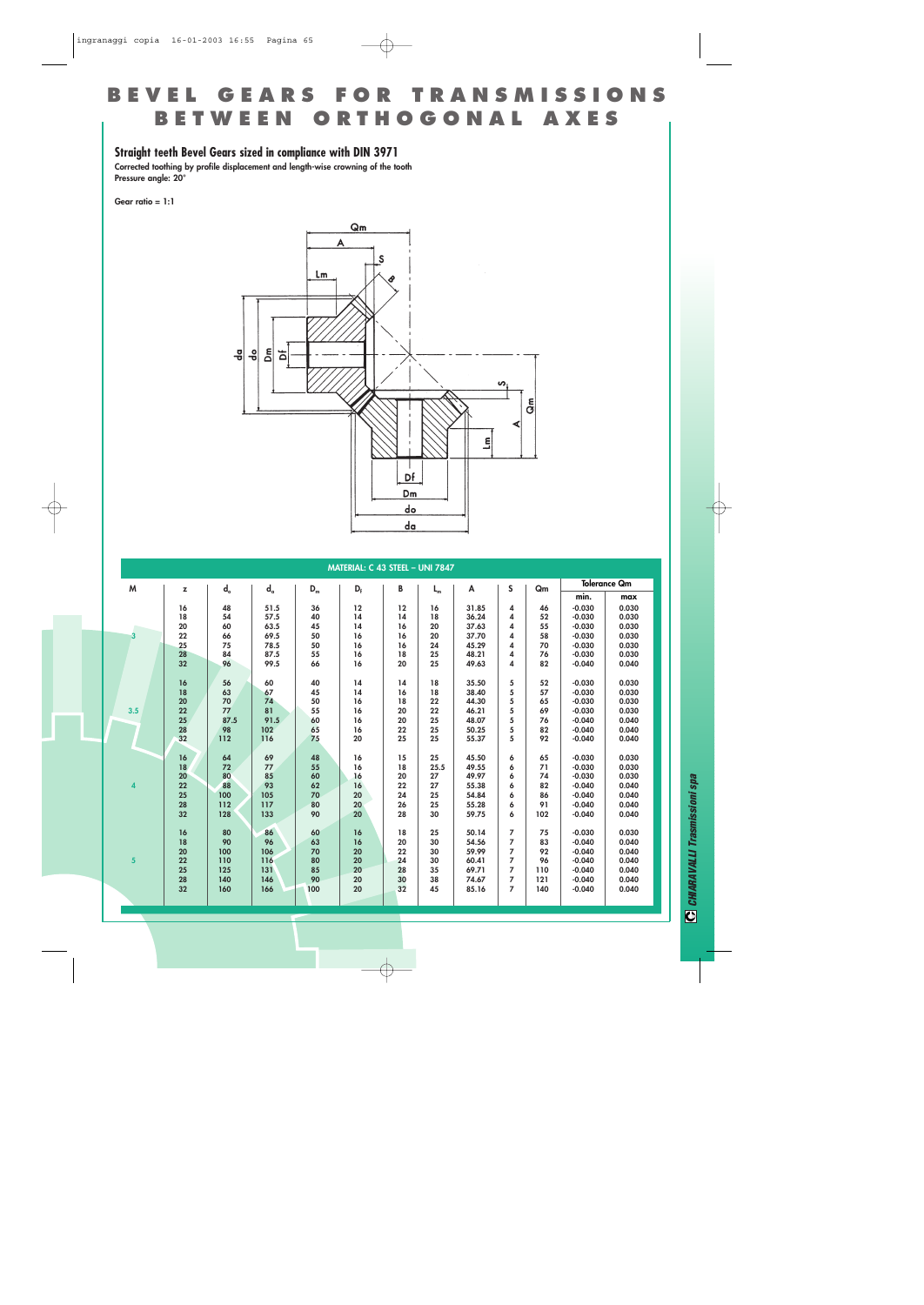# BEVEL GEARS FOR TRANSMISSIONS BETWEEN ORTHOGONAL AXES

## Straight teeth Bevel Gears sized in compliance with DIN 3971

**Corrected toothing by profile displacement and length-wise crowning of the tooth**
**Pressure angle: 20°**

**Gear ratio = 1:1**

**MATERIAL: C 43 STEEL – UNI 7847**

| M | z | $d_o$ | $d_a$ | $D_m$ | $D_f$ | B | $L_m$ | A | S | Qm | Tolerance Qm min. | Tolerance Qm max |
|---|---|---|---|---|---|---|---|---|---|---|---|---|
| 3 | 16 | 48 | 51.5 | 36 | 12 | 12 | 16 | 31.85 | 4 | 46 | -0.030 | 0.030 |
| | 18 | 54 | 57.5 | 40 | 14 | 14 | 18 | 36.24 | 4 | 52 | -0.030 | 0.030 |
| | 20 | 60 | 63.5 | 45 | 14 | 16 | 20 | 37.63 | 4 | 55 | -0.030 | 0.030 |
| | 22 | 66 | 69.5 | 50 | 16 | 16 | 20 | 37.70 | 4 | 58 | -0.030 | 0.030 |
| | 25 | 75 | 78.5 | 50 | 16 | 16 | 24 | 45.29 | 4 | 70 | -0.030 | 0.030 |
| | 28 | 84 | 87.5 | 55 | 16 | 18 | 25 | 48.21 | 4 | 76 | -0.030 | 0.030 |
| | 32 | 96 | 99.5 | 66 | 16 | 20 | 25 | 49.63 | 4 | 82 | -0.040 | 0.040 |
| 3.5 | 16 | 56 | 60 | 40 | 14 | 14 | 18 | 35.50 | 5 | 52 | -0.030 | 0.030 |
| | 18 | 63 | 67 | 45 | 14 | 16 | 18 | 38.40 | 5 | 57 | -0.030 | 0.030 |
| | 20 | 70 | 74 | 50 | 16 | 18 | 22 | 44.30 | 5 | 65 | -0.030 | 0.030 |
| | 22 | 77 | 81 | 55 | 16 | 20 | 22 | 46.21 | 5 | 69 | -0.030 | 0.030 |
| | 25 | 87.5 | 91.5 | 60 | 16 | 20 | 25 | 48.07 | 5 | 76 | -0.040 | 0.040 |
| | 28 | 98 | 102 | 65 | 16 | 22 | 25 | 50.25 | 5 | 82 | -0.040 | 0.040 |
| | 32 | 112 | 116 | 75 | 20 | 25 | 25 | 55.37 | 5 | 92 | -0.040 | 0.040 |
| 4 | 16 | 64 | 69 | 48 | 16 | 15 | 25 | 45.50 | 6 | 65 | -0.030 | 0.030 |
| | 18 | 72 | 77 | 55 | 16 | 18 | 25.5 | 49.55 | 6 | 71 | -0.030 | 0.030 |
| | 20 | 80 | 85 | 60 | 16 | 20 | 27 | 49.97 | 6 | 74 | -0.030 | 0.030 |
| | 22 | 88 | 93 | 62 | 16 | 22 | 27 | 55.38 | 6 | 82 | -0.040 | 0.040 |
| | 25 | 100 | 105 | 70 | 20 | 24 | 25 | 54.84 | 6 | 86 | -0.040 | 0.040 |
| | 28 | 112 | 117 | 80 | 20 | 26 | 25 | 55.28 | 6 | 91 | -0.040 | 0.040 |
| | 32 | 128 | 133 | 90 | 20 | 28 | 30 | 59.75 | 6 | 102 | -0.040 | 0.040 |
| 5 | 16 | 80 | 86 | 60 | 16 | 18 | 25 | 50.14 | 7 | 75 | -0.030 | 0.030 |
| | 18 | 90 | 96 | 63 | 16 | 20 | 30 | 54.56 | 7 | 83 | -0.040 | 0.040 |
| | 20 | 100 | 106 | 70 | 20 | 22 | 30 | 59.99 | 7 | 92 | -0.040 | 0.040 |
| | 22 | 110 | 116 | 80 | 20 | 24 | 30 | 60.41 | 7 | 96 | -0.040 | 0.040 |
| | 25 | 125 | 131 | 85 | 20 | 28 | 35 | 69.71 | 7 | 110 | -0.040 | 0.040 |
| | 28 | 140 | 146 | 90 | 20 | 30 | 38 | 74.67 | 7 | 121 | -0.040 | 0.040 |
| | 32 | 160 | 166 | 100 | 20 | 32 | 45 | 85.16 | 7 | 140 | -0.040 | 0.040 |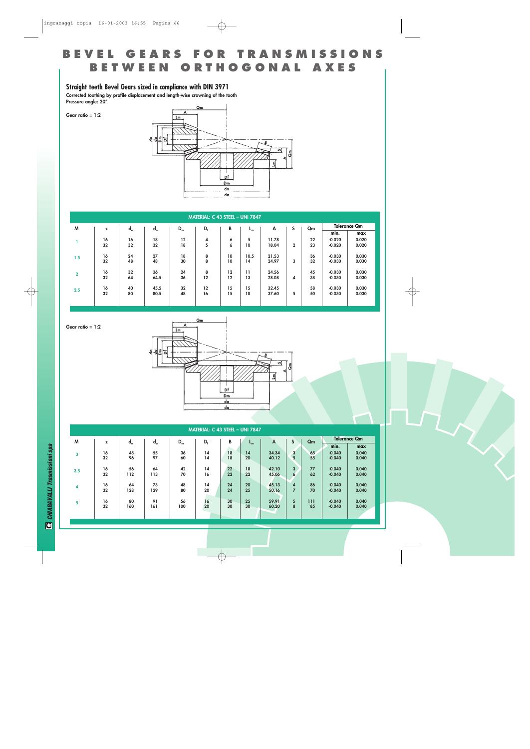# BEVEL GEARS FOR TRANSMISSIONS BETWEEN ORTHOGONAL AXES

## Straight teeth Bevel Gears sized in compliance with DIN 3971

**Corrected toothing by profile displacement and length-wise crowning of the tooth**
**Pressure angle: 20°**

Gear ratio = 1:2

MATERIAL: C 43 STEEL – UNI 7847

| M | z | $d_o$ | $d_a$ | $D_m$ | $D_f$ | B | $L_m$ | A | S | Qm | Tolerance Qm min. | Tolerance Qm max |
|---|---|---|---|---|---|---|---|---|---|---|---|---|
| 1 | 16 | 16 | 18 | 12 | 4 | 6 | 5 | 11.78 | 2 | 22 | -0.020 | 0.020 |
| | 32 | 32 | 32 | 18 | 5 | 6 | 10 | 18.04 | | 23 | -0.020 | 0.020 |
| 1.5 | 16 | 24 | 27 | 18 | 8 | 10 | 10.5 | 21.53 | 3 | 36 | -0.030 | 0.030 |
| | 32 | 48 | 48 | 30 | 8 | 10 | 14 | 24.97 | | 32 | -0.030 | 0.030 |
| 2 | 16 | 32 | 36 | 24 | 8 | 12 | 11 | 24.56 | 4 | 45 | -0.030 | 0.030 |
| | 32 | 64 | 64.5 | 36 | 12 | 12 | 13 | 28.08 | | 38 | -0.030 | 0.030 |
| 2.5 | 16 | 40 | 45.5 | 32 | 12 | 15 | 15 | 32.45 | 5 | 58 | -0.030 | 0.030 |
| | 32 | 80 | 80.5 | 48 | 16 | 15 | 18 | 37.60 | | 50 | -0.030 | 0.030 |

Gear ratio = 1:2

MATERIAL: C 43 STEEL – UNI 7847

| M | z | $d_o$ | $d_a$ | $D_m$ | $D_f$ | B | $L_m$ | A | S | Qm | Tolerance Qm min. | Tolerance Qm max |
|---|---|---|---|---|---|---|---|---|---|---|---|---|
| 3 | 16 | 48 | 55 | 36 | 14 | 18 | 14 | 34.34 | 3 | 65 | -0.040 | 0.040 |
| | 32 | 96 | 97 | 60 | 14 | 18 | 20 | 40.12 | 5 | 55 | -0.040 | 0.040 |
| 3.5 | 16 | 56 | 64 | 42 | 14 | 22 | 18 | 42.10 | 3 | 77 | -0.040 | 0.040 |
| | 32 | 112 | 113 | 70 | 16 | 22 | 22 | 45.06 | 6 | 62 | -0.040 | 0.040 |
| 4 | 16 | 64 | 73 | 48 | 14 | 24 | 20 | 45.13 | 4 | 86 | -0.040 | 0.040 |
| | 32 | 128 | 129 | 80 | 20 | 24 | 25 | 50.16 | 7 | 70 | -0.040 | 0.040 |
| 5 | 16 | 80 | 91 | 56 | 16 | 30 | 25 | 59.91 | 5 | 111 | -0.040 | 0.040 |
| | 32 | 160 | 161 | 100 | 20 | 30 | 30 | 60.20 | 8 | 85 | -0.040 | 0.040 |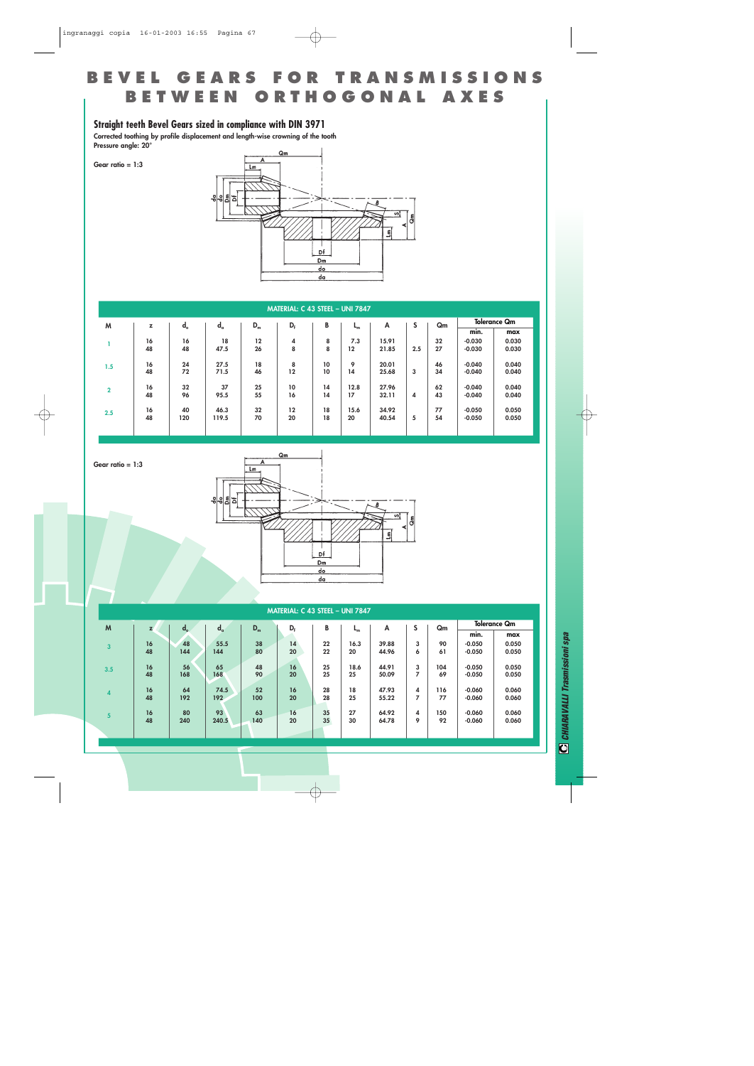# BEVEL GEARS FOR TRANSMISSIONS BETWEEN ORTHOGONAL AXES

## Straight teeth Bevel Gears sized in compliance with DIN 3971

**Corrected toothing by profile displacement and length-wise crowning of the tooth**
**Pressure angle: 20°**

Gear ratio = 1:3

**MATERIAL: C 43 STEEL – UNI 7847**

| M | z | $d_o$ | $d_a$ | $D_m$ | $D_f$ | B | $L_m$ | A | S | Qm | Tolerance Qm min. | Tolerance Qm max |
|---|---|---|---|---|---|---|---|---|---|---|---|---|
| 1 | 16<br>48 | 16<br>48 | 18<br>47.5 | 12<br>26 | 4<br>8 | 8<br>8 | 7.3<br>12 | 15.91<br>21.85 | 2.5 | 32<br>27 | -0.030<br>-0.030 | 0.030<br>0.030 |
| 1.5 | 16<br>48 | 24<br>72 | 27.5<br>71.5 | 18<br>46 | 8<br>12 | 10<br>10 | 9<br>14 | 20.01<br>25.68 | 3 | 46<br>34 | -0.040<br>-0.040 | 0.040<br>0.040 |
| 2 | 16<br>48 | 32<br>96 | 37<br>95.5 | 25<br>55 | 10<br>16 | 14<br>14 | 12.8<br>17 | 27.96<br>32.11 | 4 | 62<br>43 | -0.040<br>-0.040 | 0.040<br>0.040 |
| 2.5 | 16<br>48 | 40<br>120 | 46.3<br>119.5 | 32<br>70 | 12<br>20 | 18<br>18 | 15.6<br>20 | 34.92<br>40.54 | 5 | 77<br>54 | -0.050<br>-0.050 | 0.050<br>0.050 |

Gear ratio = 1:3

**MATERIAL: C 43 STEEL – UNI 7847**

| M | z | $d_o$ | $d_a$ | $D_m$ | $D_f$ | B | $L_m$ | A | S | Qm | Tolerance Qm min. | Tolerance Qm max |
|---|---|---|---|---|---|---|---|---|---|---|---|---|
| 3 | 16<br>48 | 48<br>144 | 55.5<br>144 | 38<br>80 | 14<br>20 | 22<br>22 | 16.3<br>20 | 39.88<br>44.96 | 3<br>6 | 90<br>61 | -0.050<br>-0.050 | 0.050<br>0.050 |
| 3.5 | 16<br>48 | 56<br>168 | 65<br>168 | 48<br>90 | 16<br>20 | 25<br>25 | 18.6<br>25 | 44.91<br>50.09 | 3<br>7 | 104<br>69 | -0.050<br>-0.050 | 0.050<br>0.050 |
| 4 | 16<br>48 | 64<br>192 | 74.5<br>192 | 52<br>100 | 16<br>20 | 28<br>28 | 18<br>25 | 47.93<br>55.22 | 4<br>7 | 116<br>77 | -0.060<br>-0.060 | 0.060<br>0.060 |
| 5 | 16<br>48 | 80<br>240 | 93<br>240.5 | 63<br>140 | 16<br>20 | 35<br>35 | 27<br>30 | 64.92<br>64.78 | 4<br>9 | 150<br>92 | -0.060<br>-0.060 | 0.060<br>0.060 |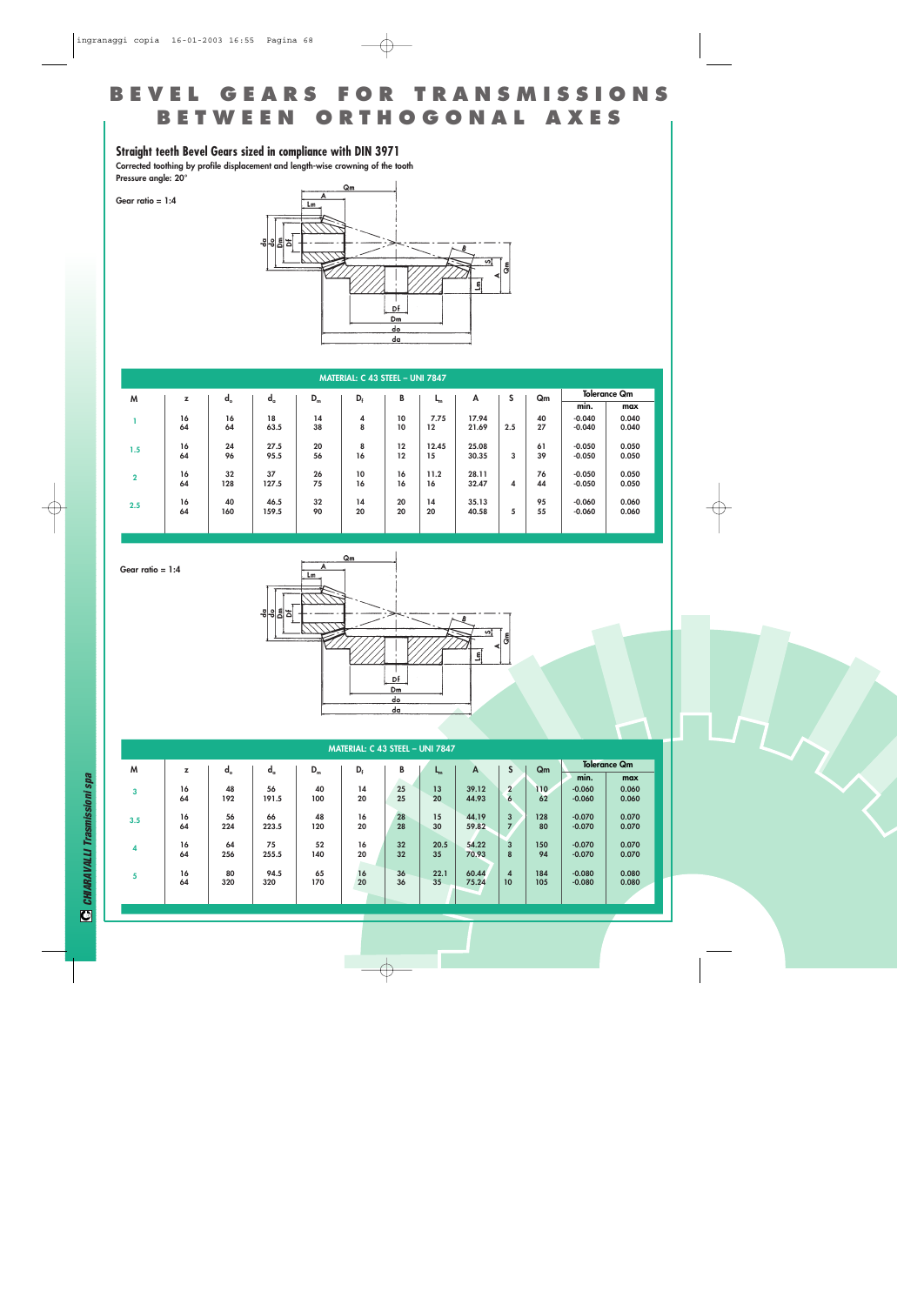# BEVEL GEARS FOR TRANSMISSIONS BETWEEN ORTHOGONAL AXES

## Straight teeth Bevel Gears sized in compliance with DIN 3971

**Corrected toothing by profile displacement and length-wise crowning of the tooth**

**Pressure angle: 20°**

Gear ratio = 1:4

MATERIAL: C 43 STEEL – UNI 7847

| M | z | $d_o$ | $d_a$ | $D_m$ | $D_f$ | B | $L_m$ | A | S | Qm | Tolerance Qm min. | Tolerance Qm max |
|---|---|---|---|---|---|---|---|---|---|---|---|---|
| 1 | 16<br>64 | 16<br>64 | 18<br>63.5 | 14<br>38 | 4<br>8 | 10<br>10 | 7.75<br>12 | 17.94<br>21.69 | 2.5 | 40<br>27 | -0.040<br>-0.040 | 0.040<br>0.040 |
| 1.5 | 16<br>64 | 24<br>96 | 27.5<br>95.5 | 20<br>56 | 8<br>16 | 12<br>12 | 12.45<br>15 | 25.08<br>30.35 | 3 | 61<br>39 | -0.050<br>-0.050 | 0.050<br>0.050 |
| 2 | 16<br>64 | 32<br>128 | 37<br>127.5 | 26<br>75 | 10<br>16 | 16<br>16 | 11.2<br>16 | 28.11<br>32.47 | 4 | 76<br>44 | -0.050<br>-0.050 | 0.050<br>0.050 |
| 2.5 | 16<br>64 | 40<br>160 | 46.5<br>159.5 | 32<br>90 | 14<br>20 | 20<br>20 | 14<br>20 | 35.13<br>40.58 | 5 | 95<br>55 | -0.060<br>-0.060 | 0.060<br>0.060 |

Gear ratio = 1:4

MATERIAL: C 43 STEEL – UNI 7847

| M | z | $d_o$ | $d_a$ | $D_m$ | $D_f$ | B | $L_m$ | A | S | Qm | Tolerance Qm min. | Tolerance Qm max |
|---|---|---|---|---|---|---|---|---|---|---|---|---|
| 3 | 16<br>64 | 48<br>192 | 56<br>191.5 | 40<br>100 | 14<br>20 | 25<br>25 | 13<br>20 | 39.12<br>44.93 | 2<br>6 | 110<br>62 | -0.060<br>-0.060 | 0.060<br>0.060 |
| 3.5 | 16<br>64 | 56<br>224 | 66<br>223.5 | 48<br>120 | 16<br>20 | 28<br>28 | 15<br>30 | 44.19<br>59.82 | 3<br>7 | 128<br>80 | -0.070<br>-0.070 | 0.070<br>0.070 |
| 4 | 16<br>64 | 64<br>256 | 75<br>255.5 | 52<br>140 | 16<br>20 | 32<br>32 | 20.5<br>35 | 54.22<br>70.93 | 3<br>8 | 150<br>94 | -0.070<br>-0.070 | 0.070<br>0.070 |
| 5 | 16<br>64 | 80<br>320 | 94.5<br>320 | 65<br>170 | 16<br>20 | 36<br>36 | 22.1<br>35 | 60.44<br>75.24 | 4<br>10 | 184<br>105 | -0.080<br>-0.080 | 0.080<br>0.080 |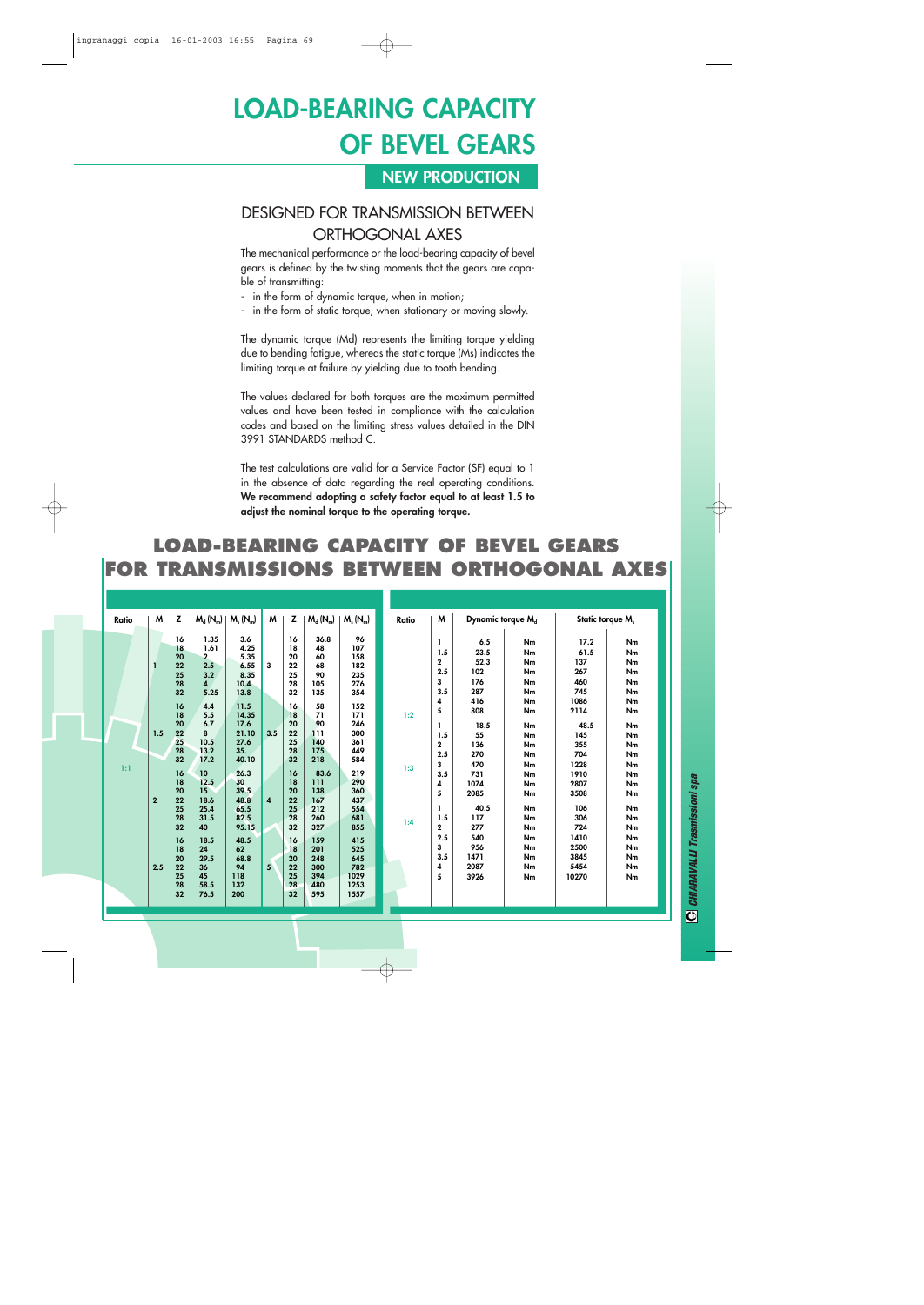# LOAD-BEARING CAPACITY OF BEVEL GEARS

## NEW PRODUCTION

### DESIGNED FOR TRANSMISSION BETWEEN ORTHOGONAL AXES

The mechanical performance or the load-bearing capacity of bevel gears is defined by the twisting moments that the gears are capable of transmitting:

- in the form of dynamic torque, when in motion;
- in the form of static torque, when stationary or moving slowly.

The dynamic torque (Md) represents the limiting torque yielding due to bending fatigue, whereas the static torque (Ms) indicates the limiting torque at failure by yielding due to tooth bending.

The values declared for both torques are the maximum permitted values and have been tested in compliance with the calculation codes and based on the limiting stress values detailed in the DIN 3991 STANDARDS method C.

The test calculations are valid for a Service Factor (SF) equal to 1 in the absence of data regarding the real operating conditions. **We recommend adopting a safety factor equal to at least 1.5 to adjust the nominal torque to the operating torque.**

## LOAD-BEARING CAPACITY OF BEVEL GEARS FOR TRANSMISSIONS BETWEEN ORTHOGONAL AXES

| Ratio | M | Z | $M_d$ (Nm) | $M_s$ (Nm) | M | Z | $M_d$ (Nm) | $M_s$ (Nm) |
|---|---|---|---|---|---|---|---|---|
| 1:1 | 1 | 16 | 1.35 | 3.6 | 3 | 16 | 36.8 | 96 |
| | | 18 | 1.61 | 4.25 | | 18 | 48 | 107 |
| | | 20 | 2 | 5.35 | | 20 | 60 | 158 |
| | | 22 | 2.5 | 6.55 | | 22 | 68 | 182 |
| | | 25 | 3.2 | 8.35 | | 25 | 90 | 235 |
| | | 28 | 4 | 10.4 | | 28 | 105 | 276 |
| | | 32 | 5.25 | 13.8 | | 32 | 135 | 354 |
| | 1.5 | 16 | 4.4 | 11.5 | 3.5 | 16 | 58 | 152 |
| | | 18 | 5.5 | 14.35 | | 18 | 71 | 171 |
| | | 20 | 6.7 | 17.6 | | 20 | 90 | 246 |
| | | 22 | 8 | 21.10 | | 22 | 111 | 300 |
| | | 25 | 10.5 | 27.6 | | 25 | 140 | 361 |
| | | 28 | 13.2 | 35. | | 28 | 175 | 449 |
| | | 32 | 17.2 | 40.10 | | 32 | 218 | 584 |
| | 2 | 16 | 10 | 26.3 | 4 | 16 | 83.6 | 219 |
| | | 18 | 12.5 | 30 | | 18 | 111 | 290 |
| | | 20 | 15 | 39.5 | | 20 | 138 | 360 |
| | | 22 | 18.6 | 48.8 | | 22 | 167 | 437 |
| | | 25 | 25.4 | 65.5 | | 25 | 212 | 554 |
| | | 28 | 31.5 | 82.5 | | 28 | 260 | 681 |
| | | 32 | 40 | 95.15 | | 32 | 327 | 855 |
| | 2.5 | 16 | 18.5 | 48.5 | 5 | 16 | 159 | 415 |
| | | 18 | 24 | 62 | | 18 | 201 | 525 |
| | | 20 | 29.5 | 68.8 | | 20 | 248 | 645 |
| | | 22 | 36 | 94 | | 22 | 300 | 782 |
| | | 25 | 45 | 118 | | 25 | 394 | 1029 |
| | | 28 | 58.5 | 132 | | 28 | 480 | 1253 |
| | | 32 | 76.5 | 200 | | 32 | 595 | 1557 |

| Ratio | M | Dynamic torque $M_d$ | | Static torque $M_s$ | |
|---|---|---|---|---|---|
| 1:2 | 1 | 6.5 | Nm | 17.2 | Nm |
| | 1.5 | 23.5 | Nm | 61.5 | Nm |
| | 2 | 52.3 | Nm | 137 | Nm |
| | 2.5 | 102 | Nm | 267 | Nm |
| | 3 | 176 | Nm | 460 | Nm |
| | 3.5 | 287 | Nm | 745 | Nm |
| | 4 | 416 | Nm | 1086 | Nm |
| | 5 | 808 | Nm | 2114 | Nm |
| 1:3 | 1 | 18.5 | Nm | 48.5 | Nm |
| | 1.5 | 55 | Nm | 145 | Nm |
| | 2 | 136 | Nm | 355 | Nm |
| | 2.5 | 270 | Nm | 704 | Nm |
| | 3 | 470 | Nm | 1228 | Nm |
| | 3.5 | 731 | Nm | 1910 | Nm |
| | 4 | 1074 | Nm | 2807 | Nm |
| | 5 | 2085 | Nm | 3508 | Nm |
| 1:4 | 1 | 40.5 | Nm | 106 | Nm |
| | 1.5 | 117 | Nm | 306 | Nm |
| | 2 | 277 | Nm | 724 | Nm |
| | 2.5 | 540 | Nm | 1410 | Nm |
| | 3 | 956 | Nm | 2500 | Nm |
| | 3.5 | 1471 | Nm | 3845 | Nm |
| | 4 | 2087 | Nm | 5454 | Nm |
| | 5 | 3926 | Nm | 10270 | Nm |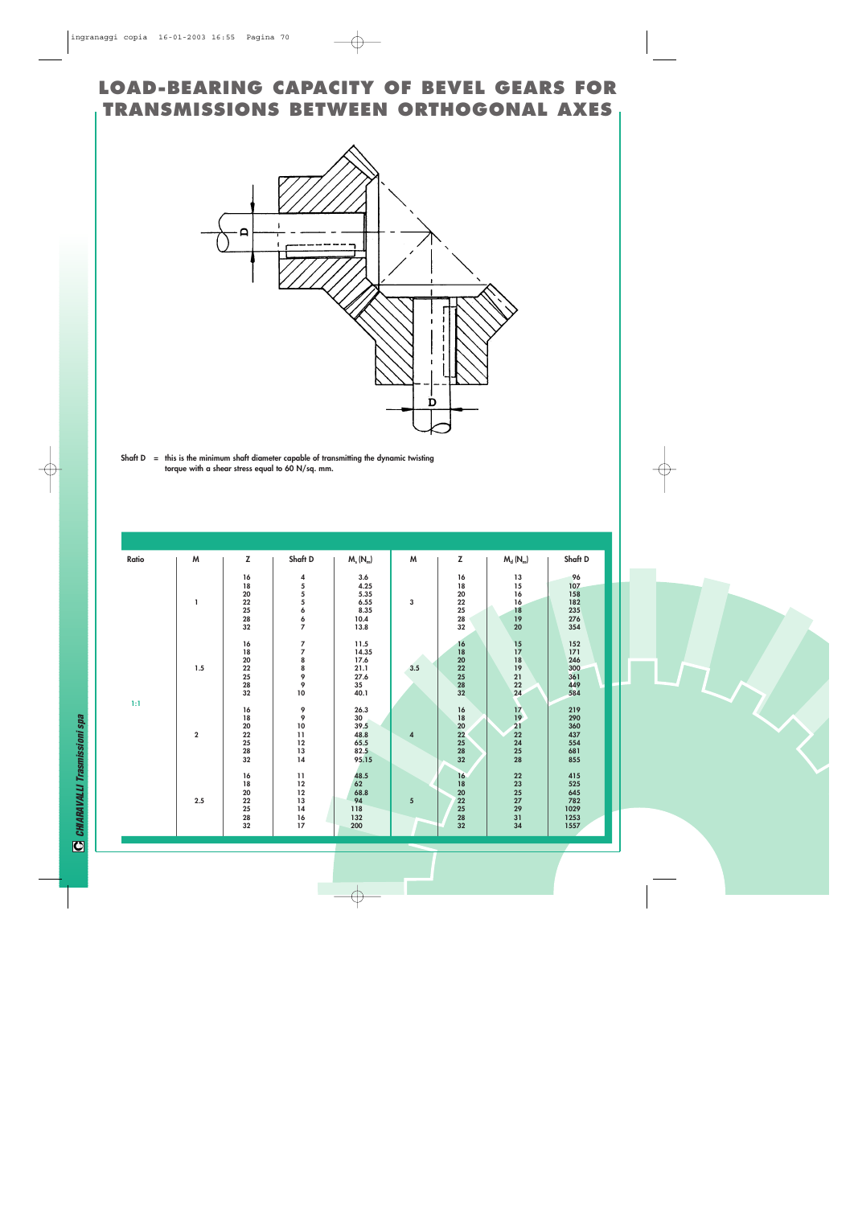# LOAD-BEARING CAPACITY OF BEVEL GEARS FOR TRANSMISSIONS BETWEEN ORTHOGONAL AXES

Shaft D = this is the minimum shaft diameter capable of transmitting the dynamic twisting torque with a shear stress equal to 60 N/sq. mm.

| Ratio | M | Z | Shaft D | $M_t$ ($N_m$) | M | Z | $M_d$ ($N_m$) | Shaft D |
|---|---|---|---|---|---|---|---|---|
| 1:1 | 1 | 16 | 4 | 3.6 | 3 | 16 | 13 | 96 |
| | | 18 | 5 | 4.25 | | 18 | 15 | 107 |
| | | 20 | 5 | 5.35 | | 20 | 16 | 158 |
| | | 22 | 5 | 6.55 | | 22 | 16 | 182 |
| | | 25 | 6 | 8.35 | | 25 | 18 | 235 |
| | | 28 | 6 | 10.4 | | 28 | 19 | 276 |
| | | 32 | 7 | 13.8 | | 32 | 20 | 354 |
| | 1.5 | 16 | 7 | 11.5 | 3.5 | 16 | 15 | 152 |
| | | 18 | 7 | 14.35 | | 18 | 17 | 171 |
| | | 20 | 8 | 17.6 | | 20 | 18 | 246 |
| | | 22 | 8 | 21.1 | | 22 | 19 | 300 |
| | | 25 | 9 | 27.6 | | 25 | 21 | 361 |
| | | 28 | 9 | 35 | | 28 | 22 | 449 |
| | | 32 | 10 | 40.1 | | 32 | 24 | 584 |
| | 2 | 16 | 9 | 26.3 | 4 | 16 | 17 | 219 |
| | | 18 | 9 | 30 | | 18 | 19 | 290 |
| | | 20 | 10 | 39.5 | | 20 | 21 | 360 |
| | | 22 | 11 | 48.8 | | 22 | 22 | 437 |
| | | 25 | 12 | 65.5 | | 25 | 24 | 554 |
| | | 28 | 13 | 82.5 | | 28 | 25 | 681 |
| | | 32 | 14 | 95.15 | | 32 | 28 | 855 |
| | 2.5 | 16 | 11 | 48.5 | 5 | 16 | 22 | 415 |
| | | 18 | 12 | 62 | | 18 | 23 | 525 |
| | | 20 | 12 | 68.8 | | 20 | 25 | 645 |
| | | 22 | 13 | 94 | | 22 | 27 | 782 |
| | | 25 | 14 | 118 | | 25 | 29 | 1029 |
| | | 28 | 16 | 132 | | 28 | 31 | 1253 |
| | | 32 | 17 | 200 | | 32 | 34 | 1557 |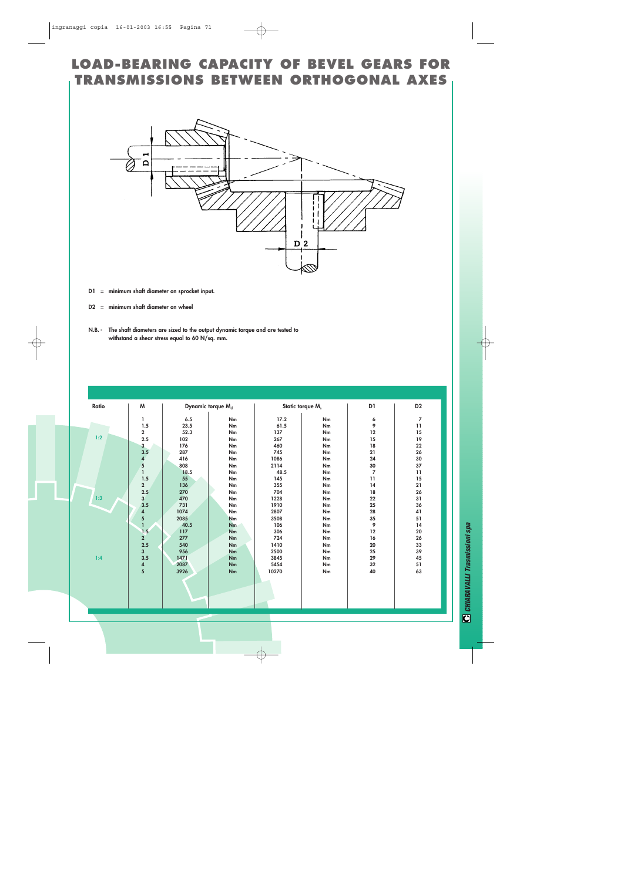# LOAD-BEARING CAPACITY OF BEVEL GEARS FOR TRANSMISSIONS BETWEEN ORTHOGONAL AXES

D1 = minimum shaft diameter on sprocket input.

D2 = minimum shaft diameter on wheel

N.B. - The shaft diameters are sized to the output dynamic torque and are tested to withstand a shear stress equal to 60 N/sq. mm.

| Ratio | M | Dynamic torque $M_d$ | | Static torque $M_s$ | | D1 | D2 |
|---|---|---|---|---|---|---|---|
| 1:2 | 1 | 6.5 | Nm | 17.2 | Nm | 6 | 7 |
| | 1.5 | 23.5 | Nm | 61.5 | Nm | 9 | 11 |
| | 2 | 52.3 | Nm | 137 | Nm | 12 | 15 |
| | 2.5 | 102 | Nm | 267 | Nm | 15 | 19 |
| | 3 | 176 | Nm | 460 | Nm | 18 | 22 |
| | 3.5 | 287 | Nm | 745 | Nm | 21 | 26 |
| | 4 | 416 | Nm | 1086 | Nm | 24 | 30 |
| | 5 | 808 | Nm | 2114 | Nm | 30 | 37 |
| 1:3 | 1 | 18.5 | Nm | 48.5 | Nm | 7 | 11 |
| | 1.5 | 55 | Nm | 145 | Nm | 11 | 15 |
| | 2 | 136 | Nm | 355 | Nm | 14 | 21 |
| | 2.5 | 270 | Nm | 704 | Nm | 18 | 26 |
| | 3 | 470 | Nm | 1228 | Nm | 22 | 31 |
| | 3.5 | 731 | Nm | 1910 | Nm | 25 | 36 |
| | 4 | 1074 | Nm | 2807 | Nm | 28 | 41 |
| | 5 | 2085 | Nm | 3508 | Nm | 35 | 51 |
| 1:4 | 1 | 40.5 | Nm | 106 | Nm | 9 | 14 |
| | 1.5 | 117 | Nm | 306 | Nm | 12 | 20 |
| | 2 | 277 | Nm | 724 | Nm | 16 | 26 |
| | 2.5 | 540 | Nm | 1410 | Nm | 20 | 33 |
| | 3 | 956 | Nm | 2500 | Nm | 25 | 39 |
| | 3.5 | 1471 | Nm | 3845 | Nm | 29 | 45 |
| | 4 | 2087 | Nm | 5454 | Nm | 32 | 51 |
| | 5 | 3926 | Nm | 10270 | Nm | 40 | 63 |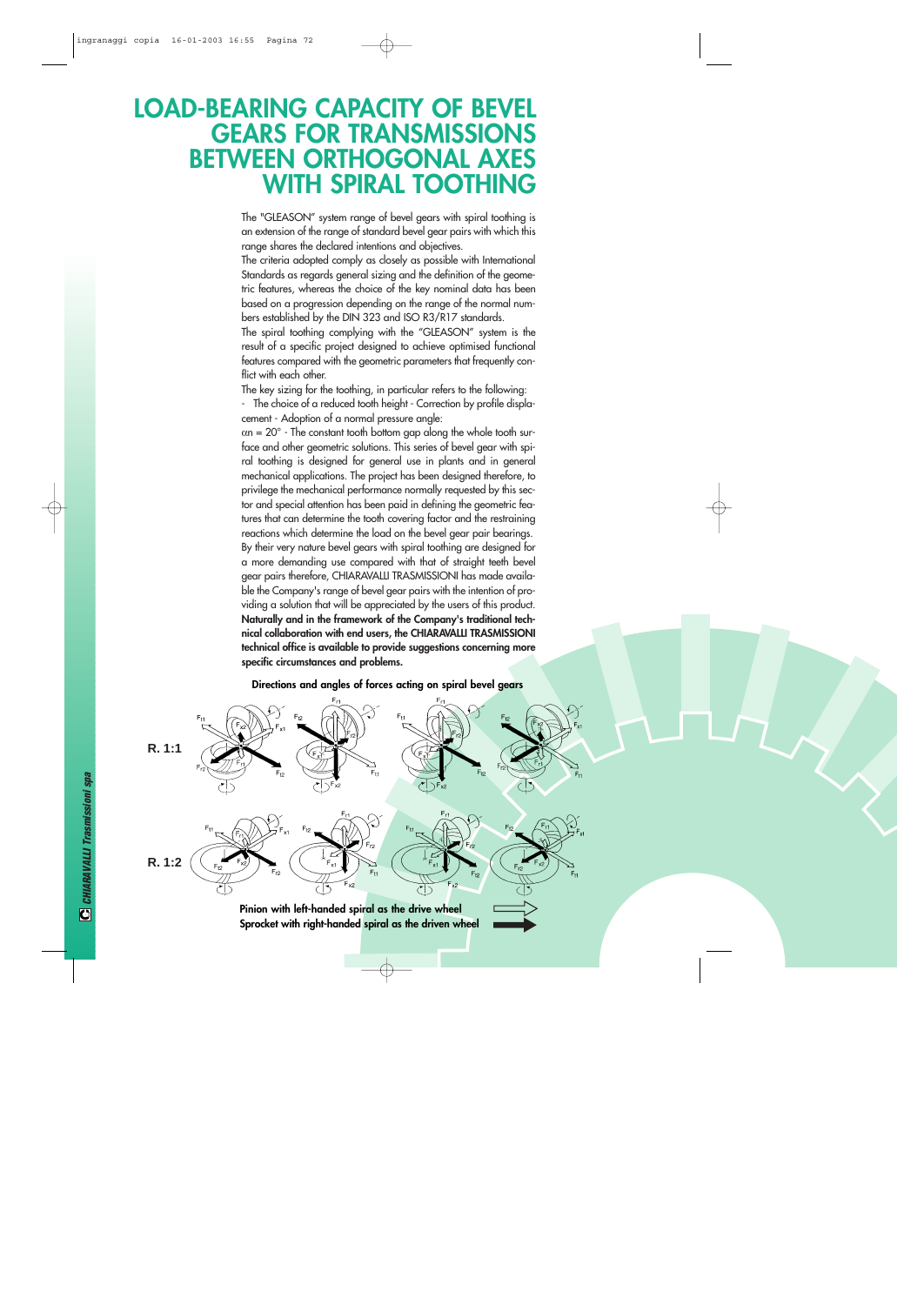# LOAD-BEARING CAPACITY OF BEVEL GEARS FOR TRANSMISSIONS BETWEEN ORTHOGONAL AXES WITH SPIRAL TOOTHING

The "GLEASON" system range of bevel gears with spiral toothing is an extension of the range of standard bevel gear pairs with which this range shares the declared intentions and objectives.

The criteria adopted comply as closely as possible with International Standards as regards general sizing and the definition of the geometric features, whereas the choice of the key nominal data has been based on a progression depending on the range of the normal numbers established by the DIN 323 and ISO R3/R17 standards.

The spiral toothing complying with the "GLEASON" system is the result of a specific project designed to achieve optimised functional features compared with the geometric parameters that frequently conflict with each other.

The key sizing for the toothing, in particular refers to the following:

- The choice of a reduced tooth height - Correction by profile displacement - Adoption of a normal pressure angle:

$\alpha n = 20°$ - The constant tooth bottom gap along the whole tooth surface and other geometric solutions. This series of bevel gear with spiral toothing is designed for general use in plants and in general mechanical applications. The project has been designed therefore, to privilege the mechanical performance normally requested by this sector and special attention has been paid in defining the geometric features that can determine the tooth covering factor and the restraining reactions which determine the load on the bevel gear pair bearings.

By their very nature bevel gears with spiral toothing are designed for a more demanding use compared with that of straight teeth bevel gear pairs therefore, CHIARAVALLI TRASMISSIONI has made available the Company's range of bevel gear pairs with the intention of providing a solution that will be appreciated by the users of this product.

**Naturally and in the framework of the Company's traditional technical collaboration with end users, the CHIARAVALLI TRASMISSIONI technical office is available to provide suggestions concerning more specific circumstances and problems.**

**Directions and angles of forces acting on spiral bevel gears**

R. 1:1

R. 1:2

**Pinion with left-handed spiral as the drive wheel**

**Sprocket with right-handed spiral as the driven wheel**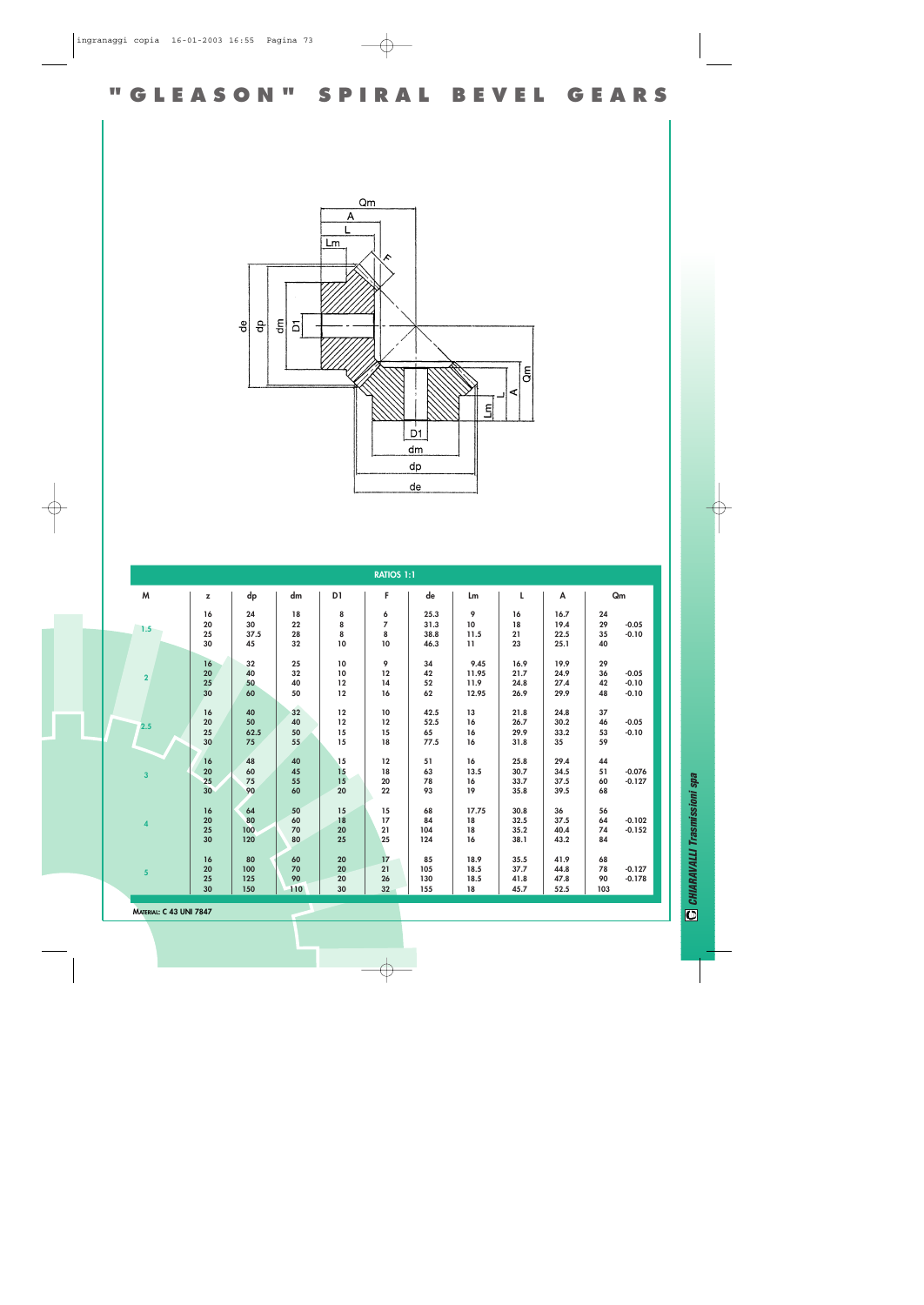# "GLEASON" SPIRAL BEVEL GEARS

| RATIOS 1:1 | | | | | | | | | | | |
|---|---|---|---|---|---|---|---|---|---|---|---|
| M | z | dp | dm | D1 | F | de | Lm | L | A | Qm | |
| 1.5 | 16 | 24 | 18 | 8 | 6 | 25.3 | 9 | 16 | 16.7 | 24 | |
| | 20 | 30 | 22 | 8 | 7 | 31.3 | 10 | 18 | 19.4 | 29 | -0.05 |
| | 25 | 37.5 | 28 | 8 | 8 | 38.8 | 11.5 | 21 | 22.5 | 35 | -0.10 |
| | 30 | 45 | 32 | 10 | 10 | 46.3 | 11 | 23 | 25.1 | 40 | |
| 2 | 16 | 32 | 25 | 10 | 9 | 34 | 9.45 | 16.9 | 19.9 | 29 | |
| | 20 | 40 | 32 | 10 | 12 | 42 | 11.95 | 21.7 | 24.9 | 36 | -0.05 |
| | 25 | 50 | 40 | 12 | 14 | 52 | 11.9 | 24.8 | 27.4 | 42 | -0.10 |
| | 30 | 60 | 50 | 12 | 16 | 62 | 12.95 | 26.9 | 29.9 | 48 | -0.10 |
| 2.5 | 16 | 40 | 32 | 12 | 10 | 42.5 | 13 | 21.8 | 24.8 | 37 | |
| | 20 | 50 | 40 | 12 | 12 | 52.5 | 16 | 26.7 | 30.2 | 46 | -0.05 |
| | 25 | 62.5 | 50 | 15 | 15 | 65 | 16 | 29.9 | 33.2 | 53 | -0.10 |
| | 30 | 75 | 55 | 15 | 18 | 77.5 | 16 | 31.8 | 35 | 59 | |
| 3 | 16 | 48 | 40 | 15 | 12 | 51 | 16 | 25.8 | 29.4 | 44 | |
| | 20 | 60 | 45 | 15 | 18 | 63 | 13.5 | 30.7 | 34.5 | 51 | -0.076 |
| | 25 | 75 | 55 | 15 | 20 | 78 | 16 | 33.7 | 37.5 | 60 | -0.127 |
| | 30 | 90 | 60 | 20 | 22 | 93 | 19 | 35.8 | 39.5 | 68 | |
| 4 | 16 | 64 | 50 | 15 | 15 | 68 | 17.75 | 30.8 | 36 | 56 | |
| | 20 | 80 | 60 | 18 | 17 | 84 | 18 | 32.5 | 37.5 | 64 | -0.102 |
| | 25 | 100 | 70 | 20 | 21 | 104 | 18 | 35.2 | 40.4 | 74 | -0.152 |
| | 30 | 120 | 80 | 25 | 25 | 124 | 16 | 38.1 | 43.2 | 84 | |
| 5 | 16 | 80 | 60 | 20 | 17 | 85 | 18.9 | 35.5 | 41.9 | 68 | |
| | 20 | 100 | 70 | 20 | 21 | 105 | 18.5 | 37.7 | 44.8 | 78 | -0.127 |
| | 25 | 125 | 90 | 20 | 26 | 130 | 18.5 | 41.8 | 47.8 | 90 | -0.178 |
| | 30 | 150 | 110 | 30 | 32 | 155 | 18 | 45.7 | 52.5 | 103 | |

MATERIAL: C 43 UNI 7847

CHIARAVALLI Trasmissioni spa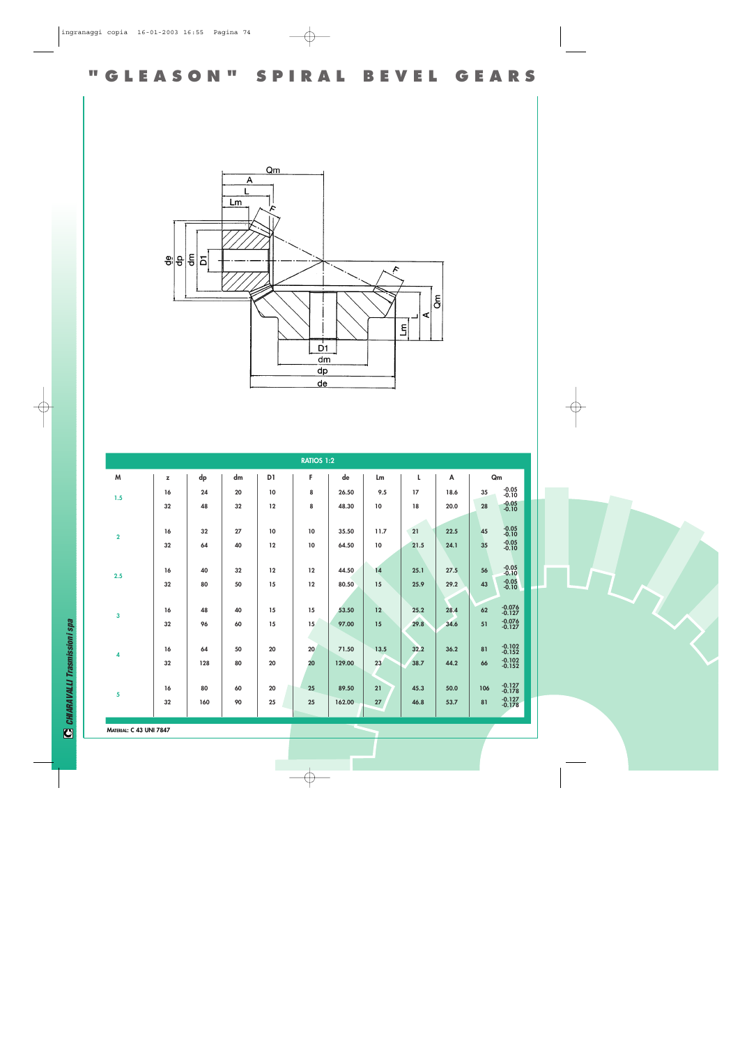# "GLEASON" SPIRAL BEVEL GEARS

Qm
A
L
Lm
F
de
dp
dm
D1
F
Qm
A
L
Lm
D1
dm
dp
de

| RATIOS 1:2 | | | | | | | | | | | | |
|---|---|---|---|---|---|---|---|---|---|---|---|---|
| M | z | dp | dm | D1 | F | de | Lm | L | A | Qm | |
| 1.5 | 16 | 24 | 20 | 10 | 8 | 26.50 | 9.5 | 17 | 18.6 | 35 | -0.05 -0.10 |
| | 32 | 48 | 32 | 12 | 8 | 48.30 | 10 | 18 | 20.0 | 28 | -0.05 -0.10 |
| 2 | 16 | 32 | 27 | 10 | 10 | 35.50 | 11.7 | 21 | 22.5 | 45 | -0.05 -0.10 |
| | 32 | 64 | 40 | 12 | 10 | 64.50 | 10 | 21.5 | 24.1 | 35 | -0.05 -0.10 |
| 2.5 | 16 | 40 | 32 | 12 | 12 | 44.50 | 14 | 25.1 | 27.5 | 56 | -0.05 -0.10 |
| | 32 | 80 | 50 | 15 | 12 | 80.50 | 15 | 25.9 | 29.2 | 43 | -0.05 -0.10 |
| 3 | 16 | 48 | 40 | 15 | 15 | 53.50 | 12 | 25.2 | 28.4 | 62 | -0.076 -0.127 |
| | 32 | 96 | 60 | 15 | 15 | 97.00 | 15 | 29.8 | 34.6 | 51 | -0.076 -0.127 |
| 4 | 16 | 64 | 50 | 20 | 20 | 71.50 | 13.5 | 32.2 | 36.2 | 81 | -0.102 -0.152 |
| | 32 | 128 | 80 | 20 | 20 | 129.00 | 23 | 38.7 | 44.2 | 66 | -0.102 -0.152 |
| 5 | 16 | 80 | 60 | 20 | 25 | 89.50 | 21 | 45.3 | 50.0 | 106 | -0.127 -0.178 |
| | 32 | 160 | 90 | 25 | 25 | 162.00 | 27 | 46.8 | 53.7 | 81 | -0.127 -0.178 |

MATERIAL: C 43 UNI 7847

*CHIARAVALLI Trasmissioni spa*